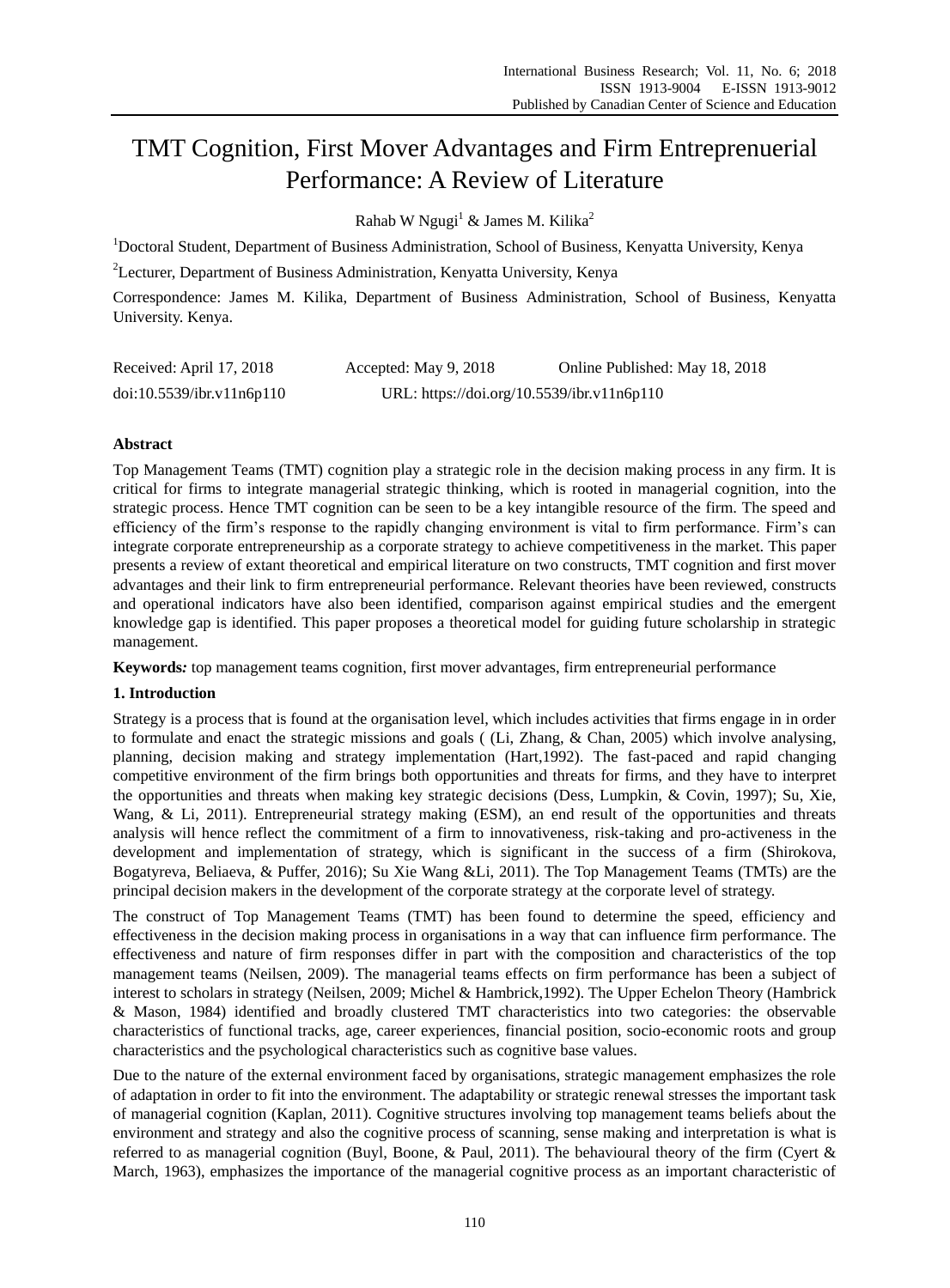# TMT Cognition, First Mover Advantages and Firm Entreprenuerial Performance: A Review of Literature

Rahab W Ngugi[1] & James M. Kilika[2]

[1]Doctoral Student, Department of Business Administration, School of Business, Kenyatta University, Kenya

[2]Lecturer, Department of Business Administration, Kenyatta University, Kenya

Correspondence: James M. Kilika, Department of Business Administration, School of Business, Kenyatta University. Kenya.

Received: April 17, 2018 Accepted: May 9, 2018 Online Published: May 18, 2018

doi:10.5539/ibr.v11n6p110 URL: https://doi.org/10.5539/ibr.v11n6p110

## Abstract

Top Management Teams (TMT) cognition play a strategic role in the decision making process in any firm. It is critical for firms to integrate managerial strategic thinking, which is rooted in managerial cognition, into the strategic process. Hence TMT cognition can be seen to be a key intangible resource of the firm. The speed and efficiency of the firm's response to the rapidly changing environment is vital to firm performance. Firm's can integrate corporate entrepreneurship as a corporate strategy to achieve competitiveness in the market. This paper presents a review of extant theoretical and empirical literature on two constructs, TMT cognition and first mover advantages and their link to firm entrepreneurial performance. Relevant theories have been reviewed, constructs and operational indicators have also been identified, comparison against empirical studies and the emergent knowledge gap is identified. This paper proposes a theoretical model for guiding future scholarship in strategic management.

**Keywords*:*** top management teams cognition, first mover advantages, firm entrepreneurial performance

## 1. Introduction

Strategy is a process that is found at the organisation level, which includes activities that firms engage in in order to formulate and enact the strategic missions and goals ( (Li, Zhang, & Chan, 2005) which involve analysing, planning, decision making and strategy implementation (Hart,1992). The fast-paced and rapid changing competitive environment of the firm brings both opportunities and threats for firms, and they have to interpret the opportunities and threats when making key strategic decisions (Dess, Lumpkin, & Covin, 1997); Su, Xie, Wang, & Li, 2011). Entrepreneurial strategy making (ESM), an end result of the opportunities and threats analysis will hence reflect the commitment of a firm to innovativeness, risk-taking and pro-activeness in the development and implementation of strategy, which is significant in the success of a firm (Shirokova, Bogatyreva, Beliaeva, & Puffer, 2016); Su Xie Wang &Li, 2011). The Top Management Teams (TMTs) are the principal decision makers in the development of the corporate strategy at the corporate level of strategy.

The construct of Top Management Teams (TMT) has been found to determine the speed, efficiency and effectiveness in the decision making process in organisations in a way that can influence firm performance. The effectiveness and nature of firm responses differ in part with the composition and characteristics of the top management teams (Neilsen, 2009). The managerial teams effects on firm performance has been a subject of interest to scholars in strategy (Neilsen, 2009; Michel & Hambrick,1992). The Upper Echelon Theory (Hambrick & Mason, 1984) identified and broadly clustered TMT characteristics into two categories: the observable characteristics of functional tracks, age, career experiences, financial position, socio-economic roots and group characteristics and the psychological characteristics such as cognitive base values.

Due to the nature of the external environment faced by organisations, strategic management emphasizes the role of adaptation in order to fit into the environment. The adaptability or strategic renewal stresses the important task of managerial cognition (Kaplan, 2011). Cognitive structures involving top management teams beliefs about the environment and strategy and also the cognitive process of scanning, sense making and interpretation is what is referred to as managerial cognition (Buyl, Boone, & Paul, 2011). The behavioural theory of the firm (Cyert & March, 1963), emphasizes the importance of the managerial cognitive process as an important characteristic of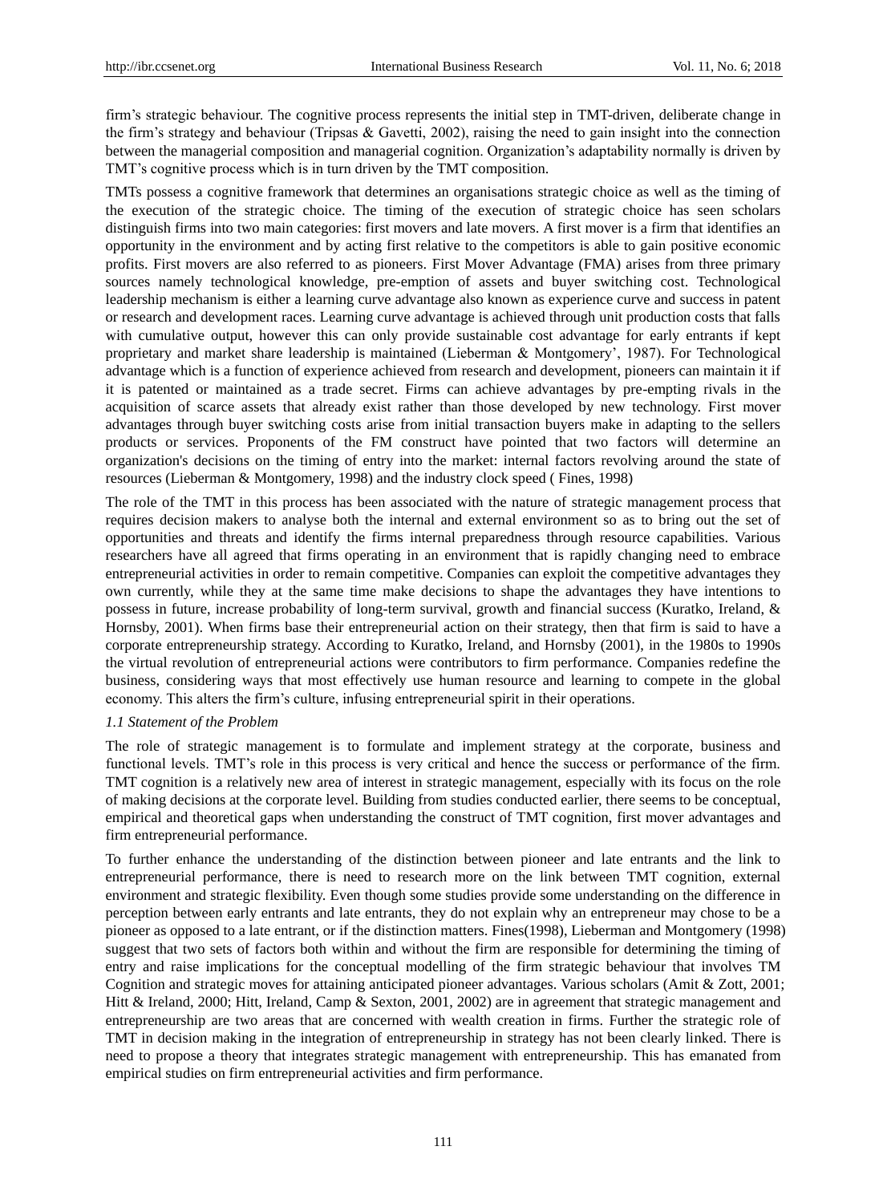firm's strategic behaviour. The cognitive process represents the initial step in TMT-driven, deliberate change in the firm's strategy and behaviour (Tripsas & Gavetti, 2002), raising the need to gain insight into the connection between the managerial composition and managerial cognition. Organization's adaptability normally is driven by TMT's cognitive process which is in turn driven by the TMT composition.

TMTs possess a cognitive framework that determines an organisations strategic choice as well as the timing of the execution of the strategic choice. The timing of the execution of strategic choice has seen scholars distinguish firms into two main categories: first movers and late movers. A first mover is a firm that identifies an opportunity in the environment and by acting first relative to the competitors is able to gain positive economic profits. First movers are also referred to as pioneers. First Mover Advantage (FMA) arises from three primary sources namely technological knowledge, pre-emption of assets and buyer switching cost. Technological leadership mechanism is either a learning curve advantage also known as experience curve and success in patent or research and development races. Learning curve advantage is achieved through unit production costs that falls with cumulative output, however this can only provide sustainable cost advantage for early entrants if kept proprietary and market share leadership is maintained (Lieberman & Montgomery', 1987). For Technological advantage which is a function of experience achieved from research and development, pioneers can maintain it if it is patented or maintained as a trade secret. Firms can achieve advantages by pre-empting rivals in the acquisition of scarce assets that already exist rather than those developed by new technology. First mover advantages through buyer switching costs arise from initial transaction buyers make in adapting to the sellers products or services. Proponents of the FM construct have pointed that two factors will determine an organization's decisions on the timing of entry into the market: internal factors revolving around the state of resources (Lieberman & Montgomery, 1998) and the industry clock speed ( Fines, 1998)

The role of the TMT in this process has been associated with the nature of strategic management process that requires decision makers to analyse both the internal and external environment so as to bring out the set of opportunities and threats and identify the firms internal preparedness through resource capabilities. Various researchers have all agreed that firms operating in an environment that is rapidly changing need to embrace entrepreneurial activities in order to remain competitive. Companies can exploit the competitive advantages they own currently, while they at the same time make decisions to shape the advantages they have intentions to possess in future, increase probability of long-term survival, growth and financial success (Kuratko, Ireland, & Hornsby, 2001). When firms base their entrepreneurial action on their strategy, then that firm is said to have a corporate entrepreneurship strategy. According to Kuratko, Ireland, and Hornsby (2001), in the 1980s to 1990s the virtual revolution of entrepreneurial actions were contributors to firm performance. Companies redefine the business, considering ways that most effectively use human resource and learning to compete in the global economy. This alters the firm's culture, infusing entrepreneurial spirit in their operations.

### *1.1 Statement of the Problem*

The role of strategic management is to formulate and implement strategy at the corporate, business and functional levels. TMT's role in this process is very critical and hence the success or performance of the firm. TMT cognition is a relatively new area of interest in strategic management, especially with its focus on the role of making decisions at the corporate level. Building from studies conducted earlier, there seems to be conceptual, empirical and theoretical gaps when understanding the construct of TMT cognition, first mover advantages and firm entrepreneurial performance.

To further enhance the understanding of the distinction between pioneer and late entrants and the link to entrepreneurial performance, there is need to research more on the link between TMT cognition, external environment and strategic flexibility. Even though some studies provide some understanding on the difference in perception between early entrants and late entrants, they do not explain why an entrepreneur may chose to be a pioneer as opposed to a late entrant, or if the distinction matters. Fines(1998), Lieberman and Montgomery (1998) suggest that two sets of factors both within and without the firm are responsible for determining the timing of entry and raise implications for the conceptual modelling of the firm strategic behaviour that involves TM Cognition and strategic moves for attaining anticipated pioneer advantages. Various scholars (Amit & Zott, 2001; Hitt & Ireland, 2000; Hitt, Ireland, Camp & Sexton, 2001, 2002) are in agreement that strategic management and entrepreneurship are two areas that are concerned with wealth creation in firms. Further the strategic role of TMT in decision making in the integration of entrepreneurship in strategy has not been clearly linked. There is need to propose a theory that integrates strategic management with entrepreneurship. This has emanated from empirical studies on firm entrepreneurial activities and firm performance.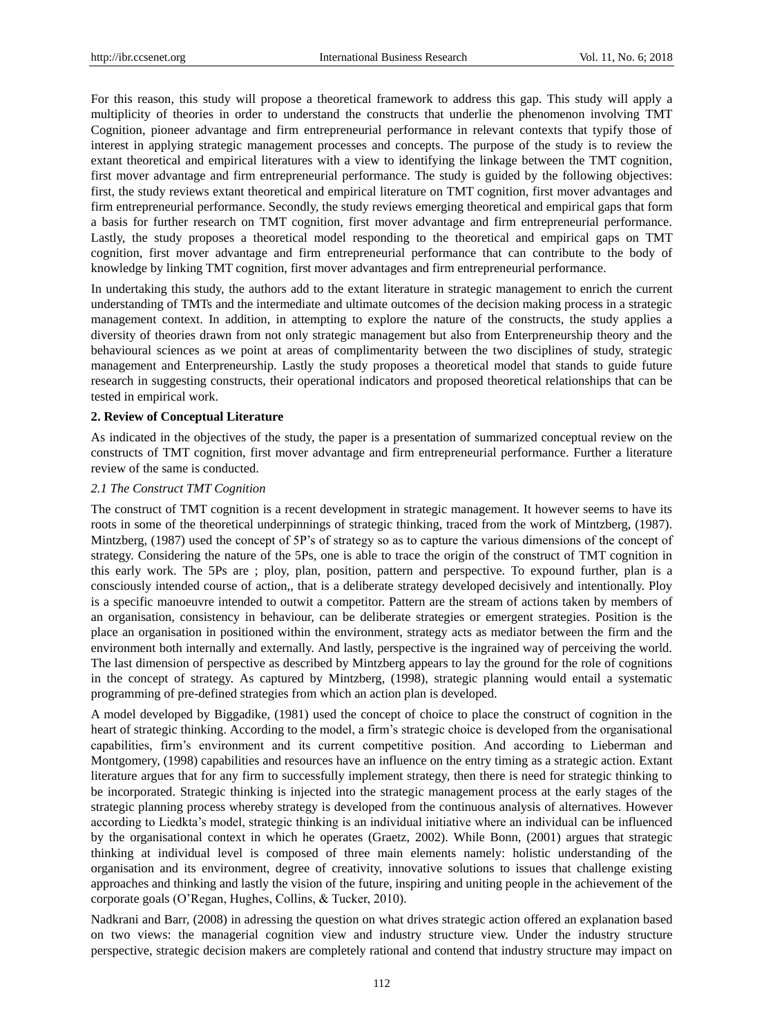For this reason, this study will propose a theoretical framework to address this gap. This study will apply a multiplicity of theories in order to understand the constructs that underlie the phenomenon involving TMT Cognition, pioneer advantage and firm entrepreneurial performance in relevant contexts that typify those of interest in applying strategic management processes and concepts. The purpose of the study is to review the extant theoretical and empirical literatures with a view to identifying the linkage between the TMT cognition, first mover advantage and firm entrepreneurial performance. The study is guided by the following objectives: first, the study reviews extant theoretical and empirical literature on TMT cognition, first mover advantages and firm entrepreneurial performance. Secondly, the study reviews emerging theoretical and empirical gaps that form a basis for further research on TMT cognition, first mover advantage and firm entrepreneurial performance. Lastly, the study proposes a theoretical model responding to the theoretical and empirical gaps on TMT cognition, first mover advantage and firm entrepreneurial performance that can contribute to the body of knowledge by linking TMT cognition, first mover advantages and firm entrepreneurial performance.

In undertaking this study, the authors add to the extant literature in strategic management to enrich the current understanding of TMTs and the intermediate and ultimate outcomes of the decision making process in a strategic management context. In addition, in attempting to explore the nature of the constructs, the study applies a diversity of theories drawn from not only strategic management but also from Enterpreneurship theory and the behavioural sciences as we point at areas of complimentarity between the two disciplines of study, strategic management and Enterpreneurship. Lastly the study proposes a theoretical model that stands to guide future research in suggesting constructs, their operational indicators and proposed theoretical relationships that can be tested in empirical work.

## 2. Review of Conceptual Literature

As indicated in the objectives of the study, the paper is a presentation of summarized conceptual review on the constructs of TMT cognition, first mover advantage and firm entrepreneurial performance. Further a literature review of the same is conducted.

### *2.1 The Construct TMT Cognition*

The construct of TMT cognition is a recent development in strategic management. It however seems to have its roots in some of the theoretical underpinnings of strategic thinking, traced from the work of Mintzberg, (1987). Mintzberg, (1987) used the concept of 5P's of strategy so as to capture the various dimensions of the concept of strategy. Considering the nature of the 5Ps, one is able to trace the origin of the construct of TMT cognition in this early work. The 5Ps are ; ploy, plan, position, pattern and perspective. To expound further, plan is a consciously intended course of action,, that is a deliberate strategy developed decisively and intentionally. Ploy is a specific manoeuvre intended to outwit a competitor. Pattern are the stream of actions taken by members of an organisation, consistency in behaviour, can be deliberate strategies or emergent strategies. Position is the place an organisation in positioned within the environment, strategy acts as mediator between the firm and the environment both internally and externally. And lastly, perspective is the ingrained way of perceiving the world. The last dimension of perspective as described by Mintzberg appears to lay the ground for the role of cognitions in the concept of strategy. As captured by Mintzberg, (1998), strategic planning would entail a systematic programming of pre-defined strategies from which an action plan is developed.

A model developed by Biggadike, (1981) used the concept of choice to place the construct of cognition in the heart of strategic thinking. According to the model, a firm's strategic choice is developed from the organisational capabilities, firm's environment and its current competitive position. And according to Lieberman and Montgomery, (1998) capabilities and resources have an influence on the entry timing as a strategic action. Extant literature argues that for any firm to successfully implement strategy, then there is need for strategic thinking to be incorporated. Strategic thinking is injected into the strategic management process at the early stages of the strategic planning process whereby strategy is developed from the continuous analysis of alternatives. However according to Liedkta's model, strategic thinking is an individual initiative where an individual can be influenced by the organisational context in which he operates (Graetz, 2002). While Bonn, (2001) argues that strategic thinking at individual level is composed of three main elements namely: holistic understanding of the organisation and its environment, degree of creativity, innovative solutions to issues that challenge existing approaches and thinking and lastly the vision of the future, inspiring and uniting people in the achievement of the corporate goals (O'Regan, Hughes, Collins, & Tucker, 2010).

Nadkrani and Barr, (2008) in adressing the question on what drives strategic action offered an explanation based on two views: the managerial cognition view and industry structure view. Under the industry structure perspective, strategic decision makers are completely rational and contend that industry structure may impact on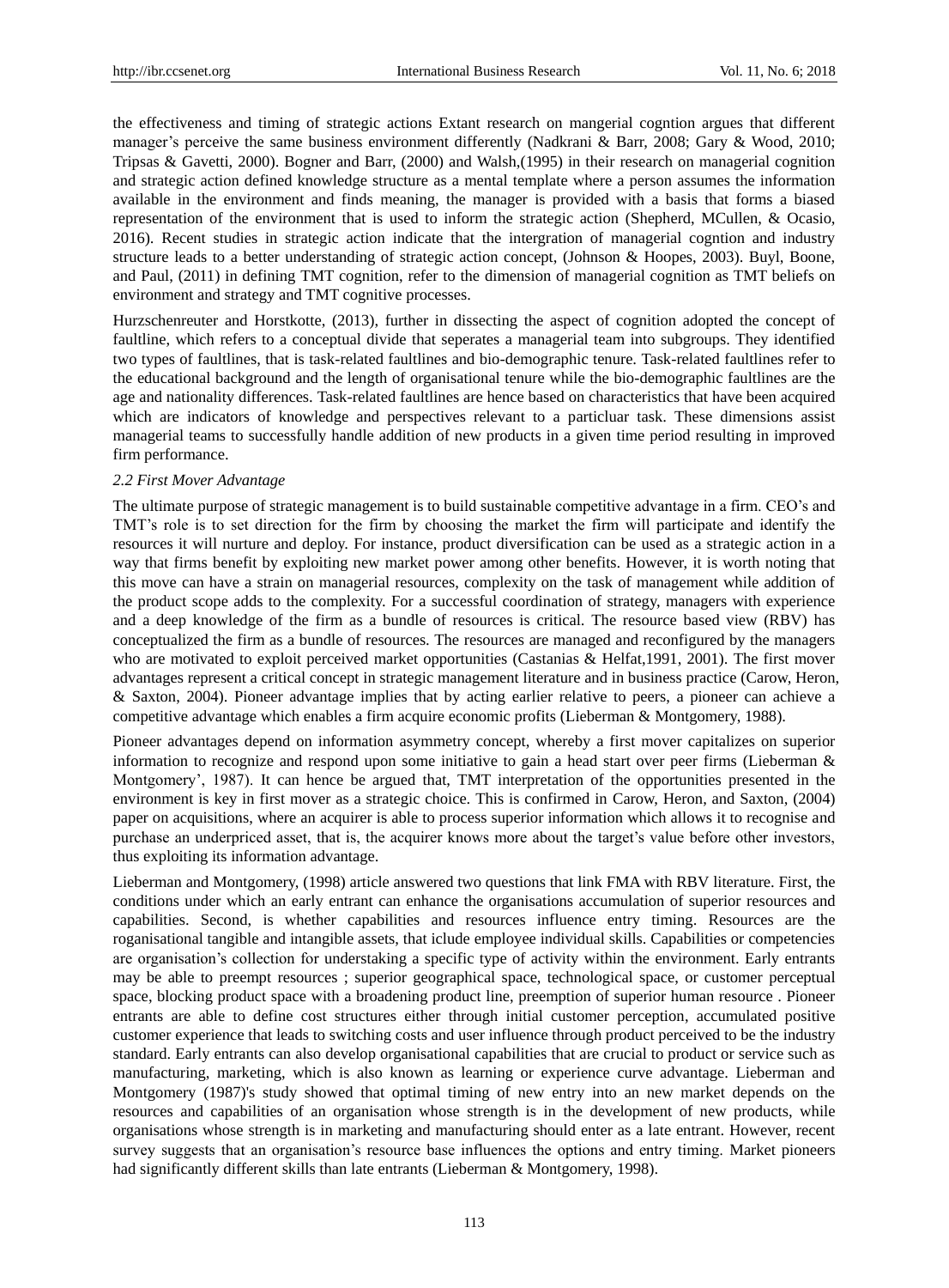the effectiveness and timing of strategic actions Extant research on mangerial cogntion argues that different manager's perceive the same business environment differently (Nadkrani & Barr, 2008; Gary & Wood, 2010; Tripsas & Gavetti, 2000). Bogner and Barr, (2000) and Walsh,(1995) in their research on managerial cognition and strategic action defined knowledge structure as a mental template where a person assumes the information available in the environment and finds meaning, the manager is provided with a basis that forms a biased representation of the environment that is used to inform the strategic action (Shepherd, MCullen, & Ocasio, 2016). Recent studies in strategic action indicate that the intergration of managerial cogntion and industry structure leads to a better understanding of strategic action concept, (Johnson & Hoopes, 2003). Buyl, Boone, and Paul, (2011) in defining TMT cognition, refer to the dimension of managerial cognition as TMT beliefs on environment and strategy and TMT cognitive processes.

Hurzschenreuter and Horstkotte, (2013), further in dissecting the aspect of cognition adopted the concept of faultline, which refers to a conceptual divide that seperates a managerial team into subgroups. They identified two types of faultlines, that is task-related faultlines and bio-demographic tenure. Task-related faultlines refer to the educational background and the length of organisational tenure while the bio-demographic faultlines are the age and nationality differences. Task-related faultlines are hence based on characteristics that have been acquired which are indicators of knowledge and perspectives relevant to a particluar task. These dimensions assist managerial teams to successfully handle addition of new products in a given time period resulting in improved firm performance.

### *2.2 First Mover Advantage*

The ultimate purpose of strategic management is to build sustainable competitive advantage in a firm. CEO's and TMT's role is to set direction for the firm by choosing the market the firm will participate and identify the resources it will nurture and deploy. For instance, product diversification can be used as a strategic action in a way that firms benefit by exploiting new market power among other benefits. However, it is worth noting that this move can have a strain on managerial resources, complexity on the task of management while addition of the product scope adds to the complexity. For a successful coordination of strategy, managers with experience and a deep knowledge of the firm as a bundle of resources is critical. The resource based view (RBV) has conceptualized the firm as a bundle of resources. The resources are managed and reconfigured by the managers who are motivated to exploit perceived market opportunities (Castanias & Helfat,1991, 2001). The first mover advantages represent a critical concept in strategic management literature and in business practice (Carow, Heron, & Saxton, 2004). Pioneer advantage implies that by acting earlier relative to peers, a pioneer can achieve a competitive advantage which enables a firm acquire economic profits (Lieberman & Montgomery, 1988).

Pioneer advantages depend on information asymmetry concept, whereby a first mover capitalizes on superior information to recognize and respond upon some initiative to gain a head start over peer firms (Lieberman & Montgomery', 1987). It can hence be argued that, TMT interpretation of the opportunities presented in the environment is key in first mover as a strategic choice. This is confirmed in Carow, Heron, and Saxton, (2004) paper on acquisitions, where an acquirer is able to process superior information which allows it to recognise and purchase an underpriced asset, that is, the acquirer knows more about the target's value before other investors, thus exploiting its information advantage.

Lieberman and Montgomery, (1998) article answered two questions that link FMA with RBV literature. First, the conditions under which an early entrant can enhance the organisations accumulation of superior resources and capabilities. Second, is whether capabilities and resources influence entry timing. Resources are the roganisational tangible and intangible assets, that iclude employee individual skills. Capabilities or competencies are organisation's collection for understaking a specific type of activity within the environment. Early entrants may be able to preempt resources ; superior geographical space, technological space, or customer perceptual space, blocking product space with a broadening product line, preemption of superior human resource . Pioneer entrants are able to define cost structures either through initial customer perception, accumulated positive customer experience that leads to switching costs and user influence through product perceived to be the industry standard. Early entrants can also develop organisational capabilities that are crucial to product or service such as manufacturing, marketing, which is also known as learning or experience curve advantage. Lieberman and Montgomery (1987)'s study showed that optimal timing of new entry into an new market depends on the resources and capabilities of an organisation whose strength is in the development of new products, while organisations whose strength is in marketing and manufacturing should enter as a late entrant. However, recent survey suggests that an organisation's resource base influences the options and entry timing. Market pioneers had significantly different skills than late entrants (Lieberman & Montgomery, 1998).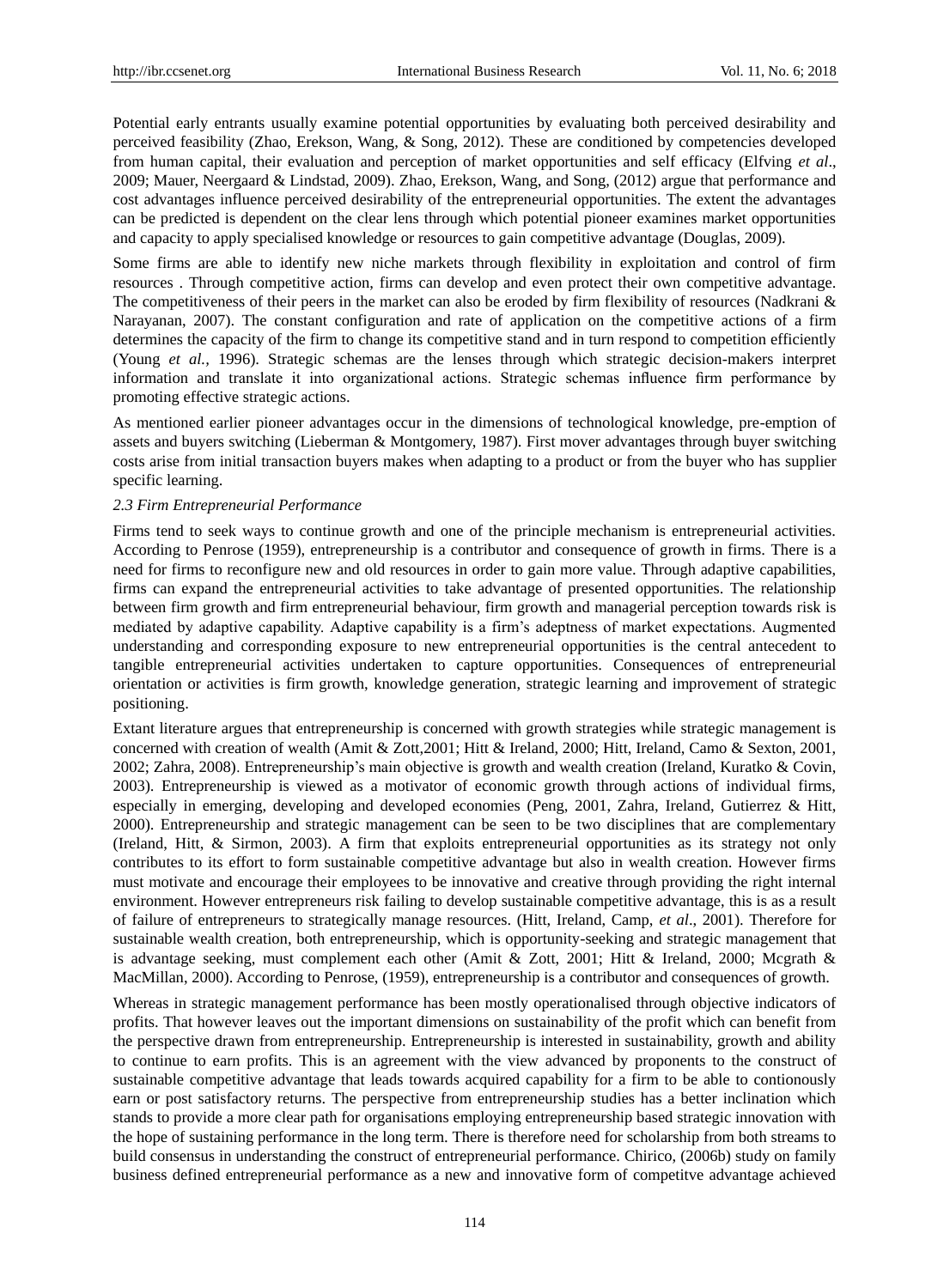Potential early entrants usually examine potential opportunities by evaluating both perceived desirability and perceived feasibility (Zhao, Erekson, Wang, & Song, 2012). These are conditioned by competencies developed from human capital, their evaluation and perception of market opportunities and self efficacy (Elfving *et al*., 2009; Mauer, Neergaard & Lindstad, 2009). Zhao, Erekson, Wang, and Song, (2012) argue that performance and cost advantages influence perceived desirability of the entrepreneurial opportunities. The extent the advantages can be predicted is dependent on the clear lens through which potential pioneer examines market opportunities and capacity to apply specialised knowledge or resources to gain competitive advantage (Douglas, 2009).

Some firms are able to identify new niche markets through flexibility in exploitation and control of firm resources . Through competitive action, firms can develop and even protect their own competitive advantage. The competitiveness of their peers in the market can also be eroded by firm flexibility of resources (Nadkrani & Narayanan, 2007). The constant configuration and rate of application on the competitive actions of a firm determines the capacity of the firm to change its competitive stand and in turn respond to competition efficiently (Young *et al.,* 1996). Strategic schemas are the lenses through which strategic decision-makers interpret information and translate it into organizational actions. Strategic schemas influence firm performance by promoting effective strategic actions.

As mentioned earlier pioneer advantages occur in the dimensions of technological knowledge, pre-emption of assets and buyers switching (Lieberman & Montgomery, 1987). First mover advantages through buyer switching costs arise from initial transaction buyers makes when adapting to a product or from the buyer who has supplier specific learning.

### *2.3 Firm Entrepreneurial Performance*

Firms tend to seek ways to continue growth and one of the principle mechanism is entrepreneurial activities. According to Penrose (1959), entrepreneurship is a contributor and consequence of growth in firms. There is a need for firms to reconfigure new and old resources in order to gain more value. Through adaptive capabilities, firms can expand the entrepreneurial activities to take advantage of presented opportunities. The relationship between firm growth and firm entrepreneurial behaviour, firm growth and managerial perception towards risk is mediated by adaptive capability. Adaptive capability is a firm's adeptness of market expectations. Augmented understanding and corresponding exposure to new entrepreneurial opportunities is the central antecedent to tangible entrepreneurial activities undertaken to capture opportunities. Consequences of entrepreneurial orientation or activities is firm growth, knowledge generation, strategic learning and improvement of strategic positioning.

Extant literature argues that entrepreneurship is concerned with growth strategies while strategic management is concerned with creation of wealth (Amit & Zott,2001; Hitt & Ireland, 2000; Hitt, Ireland, Camo & Sexton, 2001, 2002; Zahra, 2008). Entrepreneurship's main objective is growth and wealth creation (Ireland, Kuratko & Covin, 2003). Entrepreneurship is viewed as a motivator of economic growth through actions of individual firms, especially in emerging, developing and developed economies (Peng, 2001, Zahra, Ireland, Gutierrez & Hitt, 2000). Entrepreneurship and strategic management can be seen to be two disciplines that are complementary (Ireland, Hitt, & Sirmon, 2003). A firm that exploits entrepreneurial opportunities as its strategy not only contributes to its effort to form sustainable competitive advantage but also in wealth creation. However firms must motivate and encourage their employees to be innovative and creative through providing the right internal environment. However entrepreneurs risk failing to develop sustainable competitive advantage, this is as a result of failure of entrepreneurs to strategically manage resources. (Hitt, Ireland, Camp, *et al*., 2001). Therefore for sustainable wealth creation, both entrepreneurship, which is opportunity-seeking and strategic management that is advantage seeking, must complement each other (Amit & Zott, 2001; Hitt & Ireland, 2000; Mcgrath & MacMillan, 2000). According to Penrose, (1959), entrepreneurship is a contributor and consequences of growth.

Whereas in strategic management performance has been mostly operationalised through objective indicators of profits. That however leaves out the important dimensions on sustainability of the profit which can benefit from the perspective drawn from entrepreneurship. Entrepreneurship is interested in sustainability, growth and ability to continue to earn profits. This is an agreement with the view advanced by proponents to the construct of sustainable competitive advantage that leads towards acquired capability for a firm to be able to contionously earn or post satisfactory returns. The perspective from entrepreneurship studies has a better inclination which stands to provide a more clear path for organisations employing entrepreneurship based strategic innovation with the hope of sustaining performance in the long term. There is therefore need for scholarship from both streams to build consensus in understanding the construct of entrepreneurial performance. Chirico, (2006b) study on family business defined entrepreneurial performance as a new and innovative form of competitve advantage achieved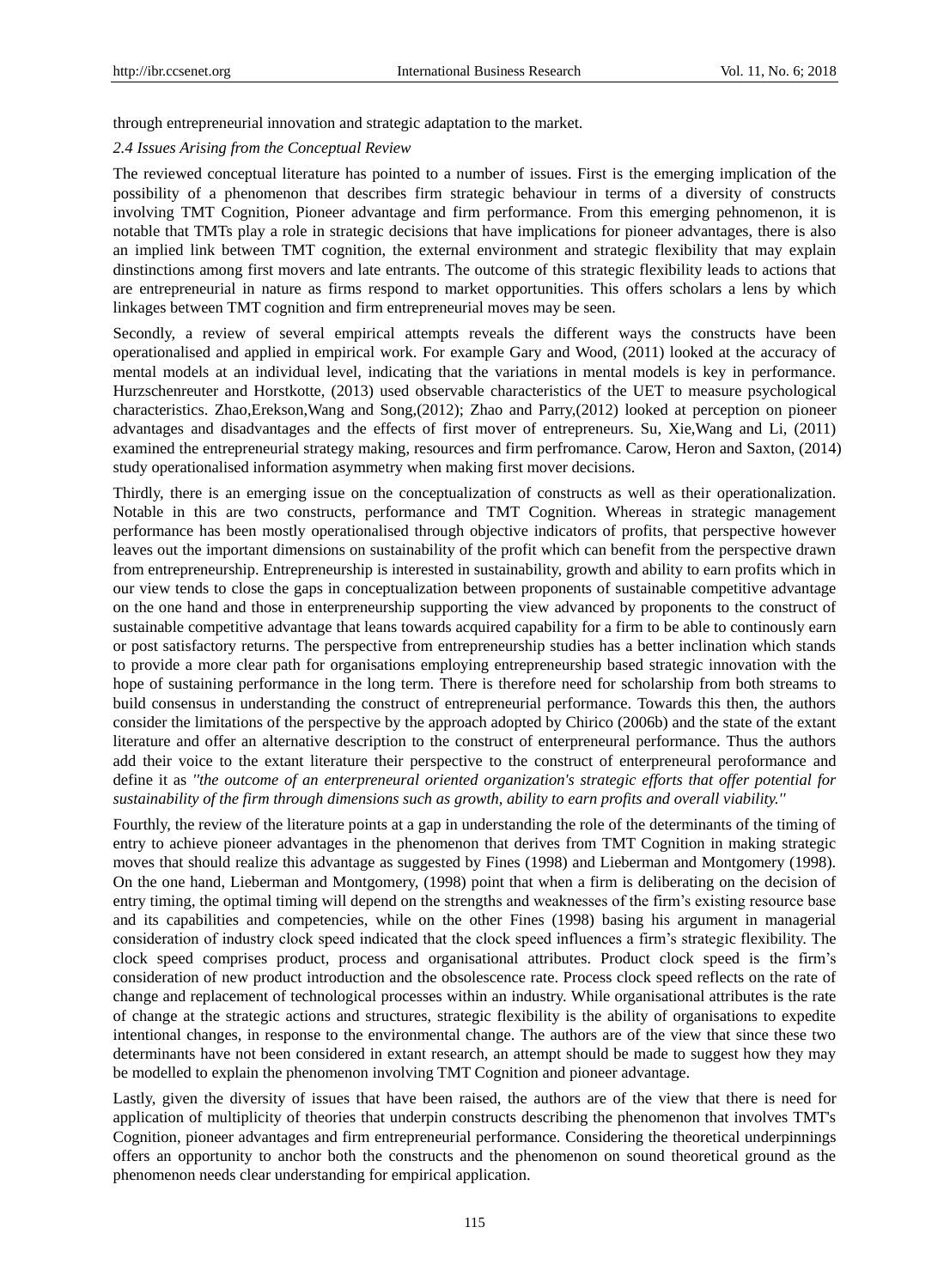through entrepreneurial innovation and strategic adaptation to the market.

### *2.4 Issues Arising from the Conceptual Review*

The reviewed conceptual literature has pointed to a number of issues. First is the emerging implication of the possibility of a phenomenon that describes firm strategic behaviour in terms of a diversity of constructs involving TMT Cognition, Pioneer advantage and firm performance. From this emerging pehnomenon, it is notable that TMTs play a role in strategic decisions that have implications for pioneer advantages, there is also an implied link between TMT cognition, the external environment and strategic flexibility that may explain dinstinctions among first movers and late entrants. The outcome of this strategic flexibility leads to actions that are entrepreneurial in nature as firms respond to market opportunities. This offers scholars a lens by which linkages between TMT cognition and firm entrepreneurial moves may be seen.

Secondly, a review of several empirical attempts reveals the different ways the constructs have been operationalised and applied in empirical work. For example Gary and Wood, (2011) looked at the accuracy of mental models at an individual level, indicating that the variations in mental models is key in performance. Hurzschenreuter and Horstkotte, (2013) used observable characteristics of the UET to measure psychological characteristics. Zhao,Erekson,Wang and Song,(2012); Zhao and Parry,(2012) looked at perception on pioneer advantages and disadvantages and the effects of first mover of entrepreneurs. Su, Xie,Wang and Li, (2011) examined the entrepreneurial strategy making, resources and firm perfromance. Carow, Heron and Saxton, (2014) study operationalised information asymmetry when making first mover decisions.

Thirdly, there is an emerging issue on the conceptualization of constructs as well as their operationalization. Notable in this are two constructs, performance and TMT Cognition. Whereas in strategic management performance has been mostly operationalised through objective indicators of profits, that perspective however leaves out the important dimensions on sustainability of the profit which can benefit from the perspective drawn from entrepreneurship. Entrepreneurship is interested in sustainability, growth and ability to earn profits which in our view tends to close the gaps in conceptualization between proponents of sustainable competitive advantage on the one hand and those in enterpreneurship supporting the view advanced by proponents to the construct of sustainable competitive advantage that leans towards acquired capability for a firm to be able to continously earn or post satisfactory returns. The perspective from entrepreneurship studies has a better inclination which stands to provide a more clear path for organisations employing entrepreneurship based strategic innovation with the hope of sustaining performance in the long term. There is therefore need for scholarship from both streams to build consensus in understanding the construct of entrepreneurial performance. Towards this then, the authors consider the limitations of the perspective by the approach adopted by Chirico (2006b) and the state of the extant literature and offer an alternative description to the construct of enterpreneural performance. Thus the authors add their voice to the extant literature their perspective to the construct of enterpreneural peroformance and define it as *"the outcome of an enterpreneural oriented organization's strategic efforts that offer potential for sustainability of the firm through dimensions such as growth, ability to earn profits and overall viability."*

Fourthly, the review of the literature points at a gap in understanding the role of the determinants of the timing of entry to achieve pioneer advantages in the phenomenon that derives from TMT Cognition in making strategic moves that should realize this advantage as suggested by Fines (1998) and Lieberman and Montgomery (1998). On the one hand, Lieberman and Montgomery, (1998) point that when a firm is deliberating on the decision of entry timing, the optimal timing will depend on the strengths and weaknesses of the firm's existing resource base and its capabilities and competencies, while on the other Fines (1998) basing his argument in managerial consideration of industry clock speed indicated that the clock speed influences a firm's strategic flexibility. The clock speed comprises product, process and organisational attributes. Product clock speed is the firm's consideration of new product introduction and the obsolescence rate. Process clock speed reflects on the rate of change and replacement of technological processes within an industry. While organisational attributes is the rate of change at the strategic actions and structures, strategic flexibility is the ability of organisations to expedite intentional changes, in response to the environmental change. The authors are of the view that since these two determinants have not been considered in extant research, an attempt should be made to suggest how they may be modelled to explain the phenomenon involving TMT Cognition and pioneer advantage.

Lastly, given the diversity of issues that have been raised, the authors are of the view that there is need for application of multiplicity of theories that underpin constructs describing the phenomenon that involves TMT's Cognition, pioneer advantages and firm entrepreneurial performance. Considering the theoretical underpinnings offers an opportunity to anchor both the constructs and the phenomenon on sound theoretical ground as the phenomenon needs clear understanding for empirical application.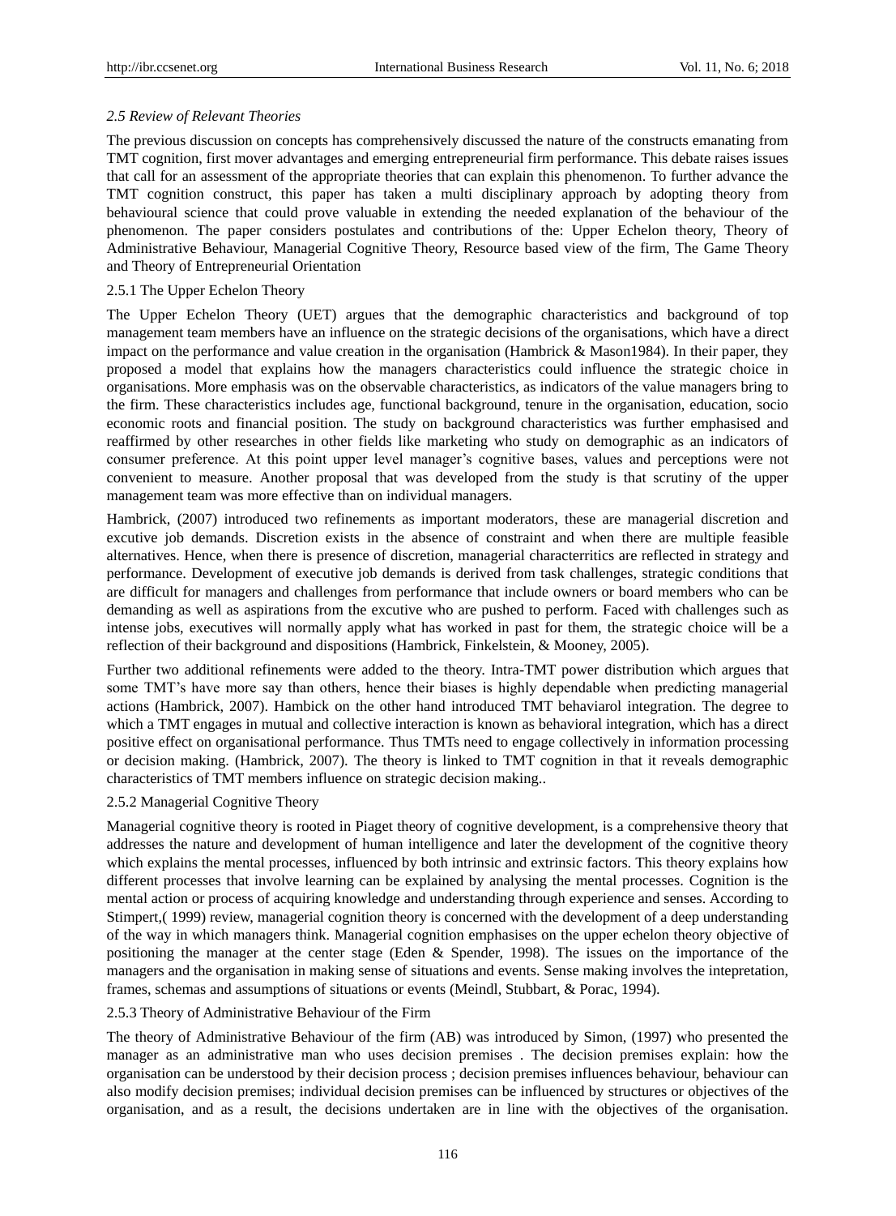### *2.5 Review of Relevant Theories*

The previous discussion on concepts has comprehensively discussed the nature of the constructs emanating from TMT cognition, first mover advantages and emerging entrepreneurial firm performance. This debate raises issues that call for an assessment of the appropriate theories that can explain this phenomenon. To further advance the TMT cognition construct, this paper has taken a multi disciplinary approach by adopting theory from behavioural science that could prove valuable in extending the needed explanation of the behaviour of the phenomenon. The paper considers postulates and contributions of the: Upper Echelon theory, Theory of Administrative Behaviour, Managerial Cognitive Theory, Resource based view of the firm, The Game Theory and Theory of Entrepreneurial Orientation

#### 2.5.1 The Upper Echelon Theory

The Upper Echelon Theory (UET) argues that the demographic characteristics and background of top management team members have an influence on the strategic decisions of the organisations, which have a direct impact on the performance and value creation in the organisation (Hambrick & Mason1984). In their paper, they proposed a model that explains how the managers characteristics could influence the strategic choice in organisations. More emphasis was on the observable characteristics, as indicators of the value managers bring to the firm. These characteristics includes age, functional background, tenure in the organisation, education, socio economic roots and financial position. The study on background characteristics was further emphasised and reaffirmed by other researches in other fields like marketing who study on demographic as an indicators of consumer preference. At this point upper level manager's cognitive bases, values and perceptions were not convenient to measure. Another proposal that was developed from the study is that scrutiny of the upper management team was more effective than on individual managers.

Hambrick, (2007) introduced two refinements as important moderators, these are managerial discretion and excutive job demands. Discretion exists in the absence of constraint and when there are multiple feasible alternatives. Hence, when there is presence of discretion, managerial characterritics are reflected in strategy and performance. Development of executive job demands is derived from task challenges, strategic conditions that are difficult for managers and challenges from performance that include owners or board members who can be demanding as well as aspirations from the excutive who are pushed to perform. Faced with challenges such as intense jobs, executives will normally apply what has worked in past for them, the strategic choice will be a reflection of their background and dispositions (Hambrick, Finkelstein, & Mooney, 2005).

Further two additional refinements were added to the theory. Intra-TMT power distribution which argues that some TMT's have more say than others, hence their biases is highly dependable when predicting managerial actions (Hambrick, 2007). Hambick on the other hand introduced TMT behaviarol integration. The degree to which a TMT engages in mutual and collective interaction is known as behavioral integration, which has a direct positive effect on organisational performance. Thus TMTs need to engage collectively in information processing or decision making. (Hambrick, 2007). The theory is linked to TMT cognition in that it reveals demographic characteristics of TMT members influence on strategic decision making..

#### 2.5.2 Managerial Cognitive Theory

Managerial cognitive theory is rooted in Piaget theory of cognitive development, is a comprehensive theory that addresses the nature and development of human intelligence and later the development of the cognitive theory which explains the mental processes, influenced by both intrinsic and extrinsic factors. This theory explains how different processes that involve learning can be explained by analysing the mental processes. Cognition is the mental action or process of acquiring knowledge and understanding through experience and senses. According to Stimpert,( 1999) review, managerial cognition theory is concerned with the development of a deep understanding of the way in which managers think. Managerial cognition emphasises on the upper echelon theory objective of positioning the manager at the center stage (Eden & Spender, 1998). The issues on the importance of the managers and the organisation in making sense of situations and events. Sense making involves the intepretation, frames, schemas and assumptions of situations or events (Meindl, Stubbart, & Porac, 1994).

#### 2.5.3 Theory of Administrative Behaviour of the Firm

The theory of Administrative Behaviour of the firm (AB) was introduced by Simon, (1997) who presented the manager as an administrative man who uses decision premises . The decision premises explain: how the organisation can be understood by their decision process ; decision premises influences behaviour, behaviour can also modify decision premises; individual decision premises can be influenced by structures or objectives of the organisation, and as a result, the decisions undertaken are in line with the objectives of the organisation.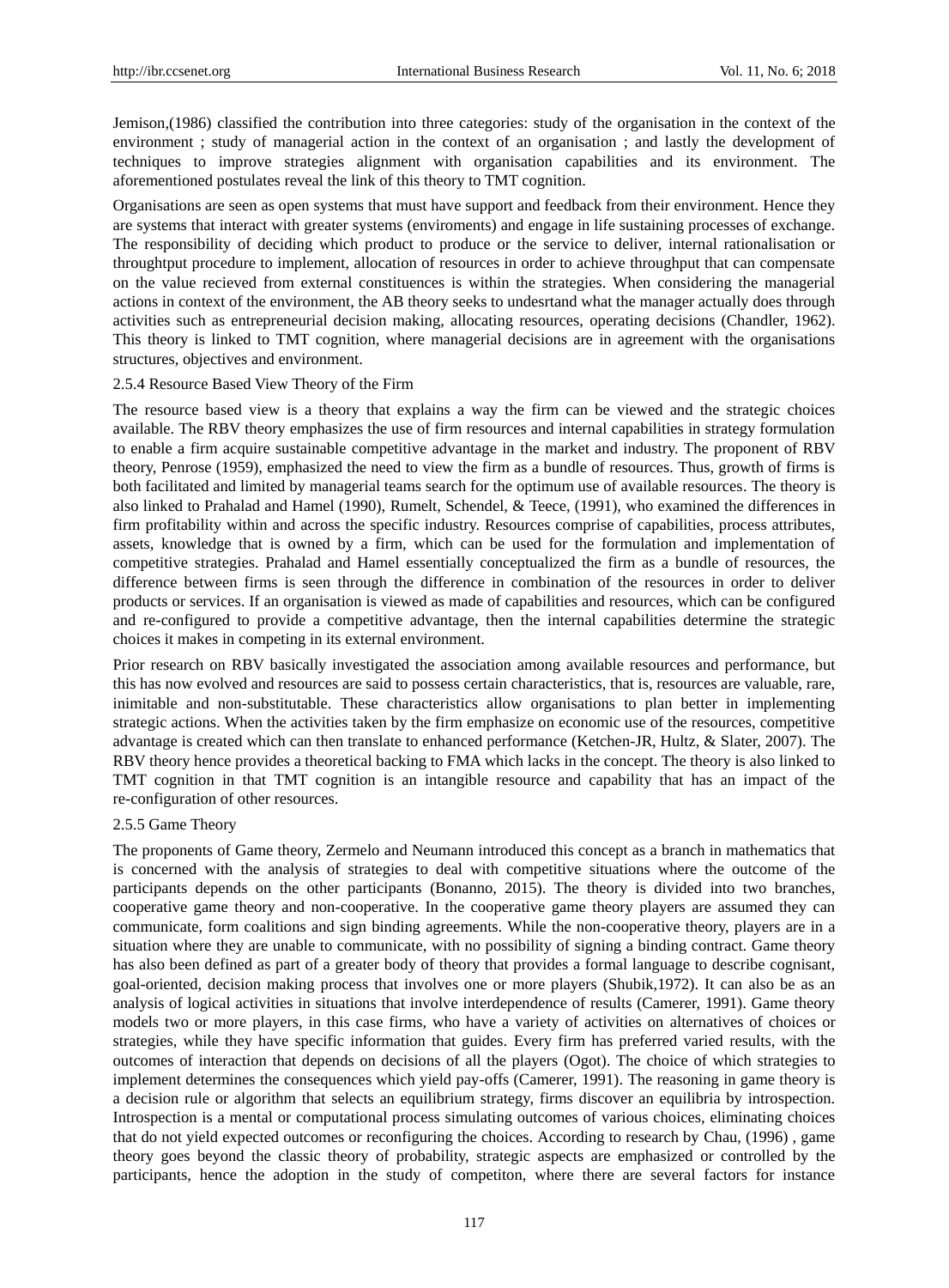Jemison,(1986) classified the contribution into three categories: study of the organisation in the context of the environment ; study of managerial action in the context of an organisation ; and lastly the development of techniques to improve strategies alignment with organisation capabilities and its environment. The aforementioned postulates reveal the link of this theory to TMT cognition.

Organisations are seen as open systems that must have support and feedback from their environment. Hence they are systems that interact with greater systems (enviroments) and engage in life sustaining processes of exchange. The responsibility of deciding which product to produce or the service to deliver, internal rationalisation or throughtput procedure to implement, allocation of resources in order to achieve throughput that can compensate on the value recieved from external constituences is within the strategies. When considering the managerial actions in context of the environment, the AB theory seeks to undesrtand what the manager actually does through activities such as entrepreneurial decision making, allocating resources, operating decisions (Chandler, 1962). This theory is linked to TMT cognition, where managerial decisions are in agreement with the organisations structures, objectives and environment.

### 2.5.4 Resource Based View Theory of the Firm

The resource based view is a theory that explains a way the firm can be viewed and the strategic choices available. The RBV theory emphasizes the use of firm resources and internal capabilities in strategy formulation to enable a firm acquire sustainable competitive advantage in the market and industry. The proponent of RBV theory, Penrose (1959), emphasized the need to view the firm as a bundle of resources. Thus, growth of firms is both facilitated and limited by managerial teams search for the optimum use of available resources. The theory is also linked to Prahalad and Hamel (1990), Rumelt, Schendel, & Teece, (1991), who examined the differences in firm profitability within and across the specific industry. Resources comprise of capabilities, process attributes, assets, knowledge that is owned by a firm, which can be used for the formulation and implementation of competitive strategies. Prahalad and Hamel essentially conceptualized the firm as a bundle of resources, the difference between firms is seen through the difference in combination of the resources in order to deliver products or services. If an organisation is viewed as made of capabilities and resources, which can be configured and re-configured to provide a competitive advantage, then the internal capabilities determine the strategic choices it makes in competing in its external environment.

Prior research on RBV basically investigated the association among available resources and performance, but this has now evolved and resources are said to possess certain characteristics, that is, resources are valuable, rare, inimitable and non-substitutable. These characteristics allow organisations to plan better in implementing strategic actions. When the activities taken by the firm emphasize on economic use of the resources, competitive advantage is created which can then translate to enhanced performance (Ketchen-JR, Hultz, & Slater, 2007). The RBV theory hence provides a theoretical backing to FMA which lacks in the concept. The theory is also linked to TMT cognition in that TMT cognition is an intangible resource and capability that has an impact of the re-configuration of other resources.

### 2.5.5 Game Theory

The proponents of Game theory, Zermelo and Neumann introduced this concept as a branch in mathematics that is concerned with the analysis of strategies to deal with competitive situations where the outcome of the participants depends on the other participants (Bonanno, 2015). The theory is divided into two branches, cooperative game theory and non-cooperative. In the cooperative game theory players are assumed they can communicate, form coalitions and sign binding agreements. While the non-cooperative theory, players are in a situation where they are unable to communicate, with no possibility of signing a binding contract. Game theory has also been defined as part of a greater body of theory that provides a formal language to describe cognisant, goal-oriented, decision making process that involves one or more players (Shubik,1972). It can also be as an analysis of logical activities in situations that involve interdependence of results (Camerer, 1991). Game theory models two or more players, in this case firms, who have a variety of activities on alternatives of choices or strategies, while they have specific information that guides. Every firm has preferred varied results, with the outcomes of interaction that depends on decisions of all the players (Ogot). The choice of which strategies to implement determines the consequences which yield pay-offs (Camerer, 1991). The reasoning in game theory is a decision rule or algorithm that selects an equilibrium strategy, firms discover an equilibria by introspection. Introspection is a mental or computational process simulating outcomes of various choices, eliminating choices that do not yield expected outcomes or reconfiguring the choices. According to research by Chau, (1996) , game theory goes beyond the classic theory of probability, strategic aspects are emphasized or controlled by the participants, hence the adoption in the study of competiton, where there are several factors for instance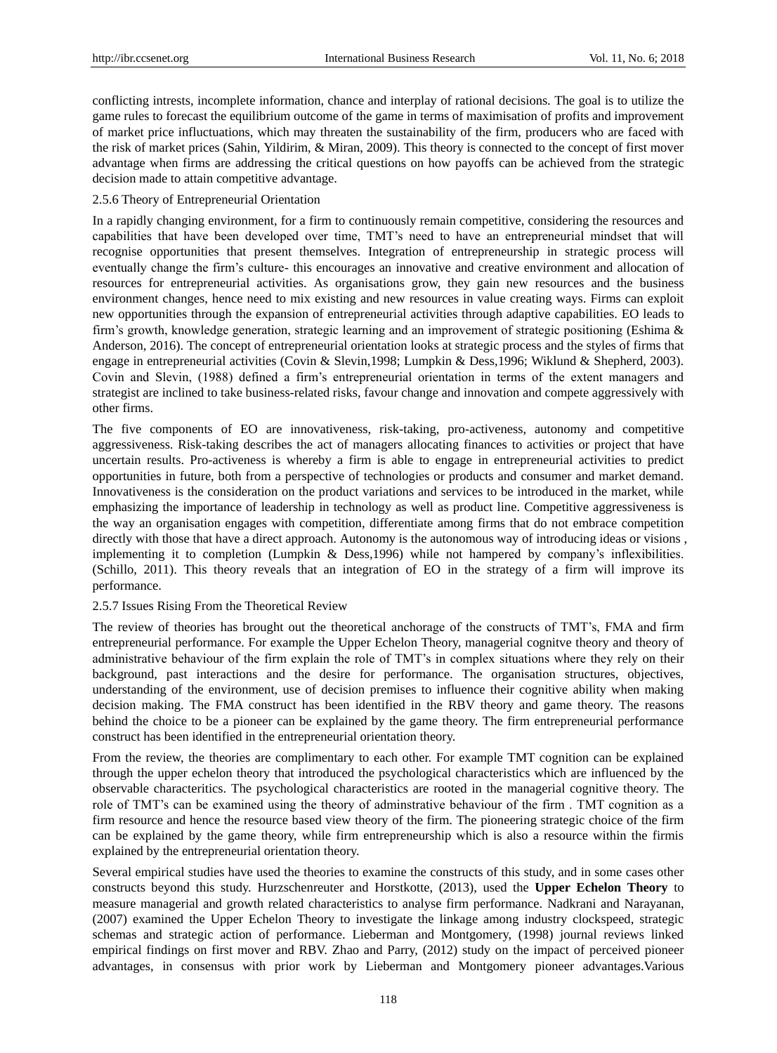conflicting intrests, incomplete information, chance and interplay of rational decisions. The goal is to utilize the game rules to forecast the equilibrium outcome of the game in terms of maximisation of profits and improvement of market price influctuations, which may threaten the sustainability of the firm, producers who are faced with the risk of market prices (Sahin, Yildirim, & Miran, 2009). This theory is connected to the concept of first mover advantage when firms are addressing the critical questions on how payoffs can be achieved from the strategic decision made to attain competitive advantage.

### 2.5.6 Theory of Entrepreneurial Orientation

In a rapidly changing environment, for a firm to continuously remain competitive, considering the resources and capabilities that have been developed over time, TMT's need to have an entrepreneurial mindset that will recognise opportunities that present themselves. Integration of entrepreneurship in strategic process will eventually change the firm's culture- this encourages an innovative and creative environment and allocation of resources for entrepreneurial activities. As organisations grow, they gain new resources and the business environment changes, hence need to mix existing and new resources in value creating ways. Firms can exploit new opportunities through the expansion of entrepreneurial activities through adaptive capabilities. EO leads to firm's growth, knowledge generation, strategic learning and an improvement of strategic positioning (Eshima & Anderson, 2016). The concept of entrepreneurial orientation looks at strategic process and the styles of firms that engage in entrepreneurial activities (Covin & Slevin,1998; Lumpkin & Dess,1996; Wiklund & Shepherd, 2003). Covin and Slevin, (1988) defined a firm's entrepreneurial orientation in terms of the extent managers and strategist are inclined to take business-related risks, favour change and innovation and compete aggressively with other firms.

The five components of EO are innovativeness, risk-taking, pro-activeness, autonomy and competitive aggressiveness. Risk-taking describes the act of managers allocating finances to activities or project that have uncertain results. Pro-activeness is whereby a firm is able to engage in entrepreneurial activities to predict opportunities in future, both from a perspective of technologies or products and consumer and market demand. Innovativeness is the consideration on the product variations and services to be introduced in the market, while emphasizing the importance of leadership in technology as well as product line. Competitive aggressiveness is the way an organisation engages with competition, differentiate among firms that do not embrace competition directly with those that have a direct approach. Autonomy is the autonomous way of introducing ideas or visions , implementing it to completion (Lumpkin & Dess,1996) while not hampered by company's inflexibilities. (Schillo, 2011). This theory reveals that an integration of EO in the strategy of a firm will improve its performance.

### 2.5.7 Issues Rising From the Theoretical Review

The review of theories has brought out the theoretical anchorage of the constructs of TMT's, FMA and firm entrepreneurial performance. For example the Upper Echelon Theory, managerial cognitve theory and theory of administrative behaviour of the firm explain the role of TMT's in complex situations where they rely on their background, past interactions and the desire for performance. The organisation structures, objectives, understanding of the environment, use of decision premises to influence their cognitive ability when making decision making. The FMA construct has been identified in the RBV theory and game theory. The reasons behind the choice to be a pioneer can be explained by the game theory. The firm entrepreneurial performance construct has been identified in the entrepreneurial orientation theory.

From the review, the theories are complimentary to each other. For example TMT cognition can be explained through the upper echelon theory that introduced the psychological characteristics which are influenced by the observable charecteritics. The psychological characteristics are rooted in the managerial cognitive theory. The role of TMT's can be examined using the theory of adminstrative behaviour of the firm . TMT cognition as a firm resource and hence the resource based view theory of the firm. The pioneering strategic choice of the firm can be explained by the game theory, while firm entrepreneurship which is also a resource within the firmis explained by the entrepreneurial orientation theory.

Several empirical studies have used the theories to examine the constructs of this study, and in some cases other constructs beyond this study. Hurzschenreuter and Horstkotte, (2013), used the **Upper Echelon Theory** to measure managerial and growth related characteristics to analyse firm performance. Nadkrani and Narayanan, (2007) examined the Upper Echelon Theory to investigate the linkage among industry clockspeed, strategic schemas and strategic action of performance. Lieberman and Montgomery, (1998) journal reviews linked empirical findings on first mover and RBV. Zhao and Parry, (2012) study on the impact of perceived pioneer advantages, in consensus with prior work by Lieberman and Montgomery pioneer advantages.Various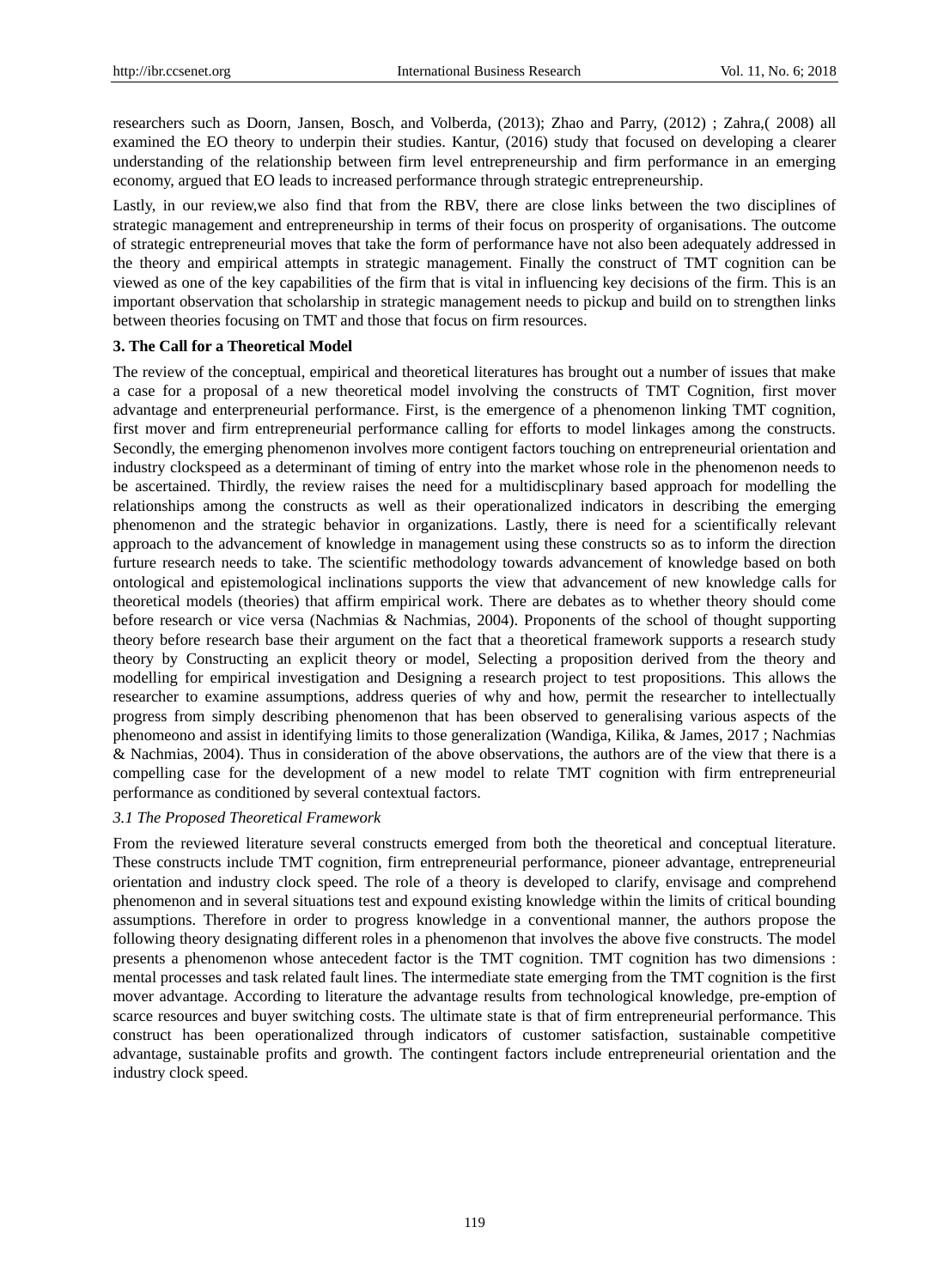researchers such as Doorn, Jansen, Bosch, and Volberda, (2013); Zhao and Parry, (2012) ; Zahra,( 2008) all examined the EO theory to underpin their studies. Kantur, (2016) study that focused on developing a clearer understanding of the relationship between firm level entrepreneurship and firm performance in an emerging economy, argued that EO leads to increased performance through strategic entrepreneurship.

Lastly, in our review,we also find that from the RBV, there are close links between the two disciplines of strategic management and entrepreneurship in terms of their focus on prosperity of organisations. The outcome of strategic entrepreneurial moves that take the form of performance have not also been adequately addressed in the theory and empirical attempts in strategic management. Finally the construct of TMT cognition can be viewed as one of the key capabilities of the firm that is vital in influencing key decisions of the firm. This is an important observation that scholarship in strategic management needs to pickup and build on to strengthen links between theories focusing on TMT and those that focus on firm resources.

## 3. The Call for a Theoretical Model

The review of the conceptual, empirical and theoretical literatures has brought out a number of issues that make a case for a proposal of a new theoretical model involving the constructs of TMT Cognition, first mover advantage and enterpreneurial performance. First, is the emergence of a phenomenon linking TMT cognition, first mover and firm entrepreneurial performance calling for efforts to model linkages among the constructs. Secondly, the emerging phenomenon involves more contigent factors touching on entrepreneurial orientation and industry clockspeed as a determinant of timing of entry into the market whose role in the phenomenon needs to be ascertained. Thirdly, the review raises the need for a multidiscplinary based approach for modelling the relationships among the constructs as well as their operationalized indicators in describing the emerging phenomenon and the strategic behavior in organizations. Lastly, there is need for a scientifically relevant approach to the advancement of knowledge in management using these constructs so as to inform the direction furture research needs to take. The scientific methodology towards advancement of knowledge based on both ontological and epistemological inclinations supports the view that advancement of new knowledge calls for theoretical models (theories) that affirm empirical work. There are debates as to whether theory should come before research or vice versa (Nachmias & Nachmias, 2004). Proponents of the school of thought supporting theory before research base their argument on the fact that a theoretical framework supports a research study theory by Constructing an explicit theory or model, Selecting a proposition derived from the theory and modelling for empirical investigation and Designing a research project to test propositions. This allows the researcher to examine assumptions, address queries of why and how, permit the researcher to intellectually progress from simply describing phenomenon that has been observed to generalising various aspects of the phenomeono and assist in identifying limits to those generalization (Wandiga, Kilika, & James, 2017 ; Nachmias & Nachmias, 2004). Thus in consideration of the above observations, the authors are of the view that there is a compelling case for the development of a new model to relate TMT cognition with firm entrepreneurial performance as conditioned by several contextual factors.

### *3.1 The Proposed Theoretical Framework*

From the reviewed literature several constructs emerged from both the theoretical and conceptual literature. These constructs include TMT cognition, firm entrepreneurial performance, pioneer advantage, entrepreneurial orientation and industry clock speed. The role of a theory is developed to clarify, envisage and comprehend phenomenon and in several situations test and expound existing knowledge within the limits of critical bounding assumptions. Therefore in order to progress knowledge in a conventional manner, the authors propose the following theory designating different roles in a phenomenon that involves the above five constructs. The model presents a phenomenon whose antecedent factor is the TMT cognition. TMT cognition has two dimensions : mental processes and task related fault lines. The intermediate state emerging from the TMT cognition is the first mover advantage. According to literature the advantage results from technological knowledge, pre-emption of scarce resources and buyer switching costs. The ultimate state is that of firm entrepreneurial performance. This construct has been operationalized through indicators of customer satisfaction, sustainable competitive advantage, sustainable profits and growth. The contingent factors include entrepreneurial orientation and the industry clock speed.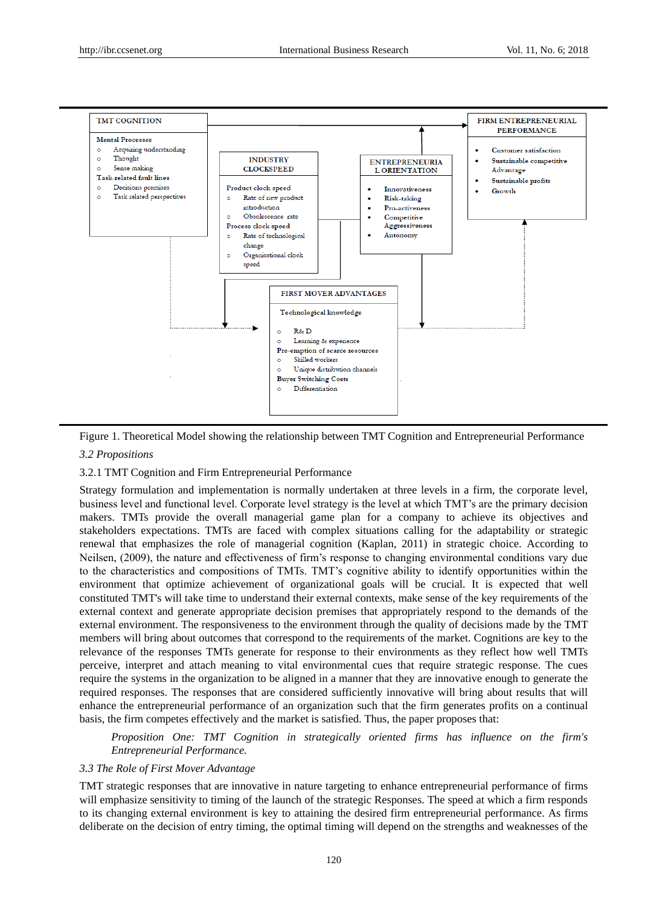TMT COGNITION

Mental Processes
- Acquiring understanding
- Thought
- Sense making

Task-related fault lines
- Decisions premises
- Task related perspectives

INDUSTRY CLOCKSPEED

Product clock speed
- Rate of new product introduction
- Obsolescence rate

Process clock speed
- Rate of technological change
- Organisational clock speed

ENTREPRENEURIAL ORIENTATION

- Innovativeness
- Risk-taking
- Pro-activeness
- Competitive Aggressiveness
- Autonomy

FIRM ENTREPRENEURIAL PERFORMANCE

- Customer satisfaction
- Sustainable competitive Advantage
- Sustainable profits
- Growth

FIRST MOVER ADVANTAGES

Technological knowledge
- R& D
- Learning & experience

Pre-emption of scarce resources
- Skilled workers
- Unique distribution channels

Buyer Switching Costs
- Differentiation

Figure 1. Theoretical Model showing the relationship between TMT Cognition and Entrepreneurial Performance

### *3.2 Propositions*

#### 3.2.1 TMT Cognition and Firm Entrepreneurial Performance

Strategy formulation and implementation is normally undertaken at three levels in a firm, the corporate level, business level and functional level. Corporate level strategy is the level at which TMT's are the primary decision makers. TMTs provide the overall managerial game plan for a company to achieve its objectives and stakeholders expectations. TMTs are faced with complex situations calling for the adaptability or strategic renewal that emphasizes the role of managerial cognition (Kaplan, 2011) in strategic choice. According to Neilsen, (2009), the nature and effectiveness of firm's response to changing environmental conditions vary due to the characteristics and compositions of TMTs. TMT's cognitive ability to identify opportunities within the environment that optimize achievement of organizational goals will be crucial. It is expected that well constituted TMT's will take time to understand their external contexts, make sense of the key requirements of the external context and generate appropriate decision premises that appropriately respond to the demands of the external environment. The responsiveness to the environment through the quality of decisions made by the TMT members will bring about outcomes that correspond to the requirements of the market. Cognitions are key to the relevance of the responses TMTs generate for response to their environments as they reflect how well TMTs perceive, interpret and attach meaning to vital environmental cues that require strategic response. The cues require the systems in the organization to be aligned in a manner that they are innovative enough to generate the required responses. The responses that are considered sufficiently innovative will bring about results that will enhance the entrepreneurial performance of an organization such that the firm generates profits on a continual basis, the firm competes effectively and the market is satisfied. Thus, the paper proposes that:

> *Proposition One: TMT Cognition in strategically oriented firms has influence on the firm's Entrepreneurial Performance.*

### *3.3 The Role of First Mover Advantage*

TMT strategic responses that are innovative in nature targeting to enhance entrepreneurial performance of firms will emphasize sensitivity to timing of the launch of the strategic Responses. The speed at which a firm responds to its changing external environment is key to attaining the desired firm entrepreneurial performance. As firms deliberate on the decision of entry timing, the optimal timing will depend on the strengths and weaknesses of the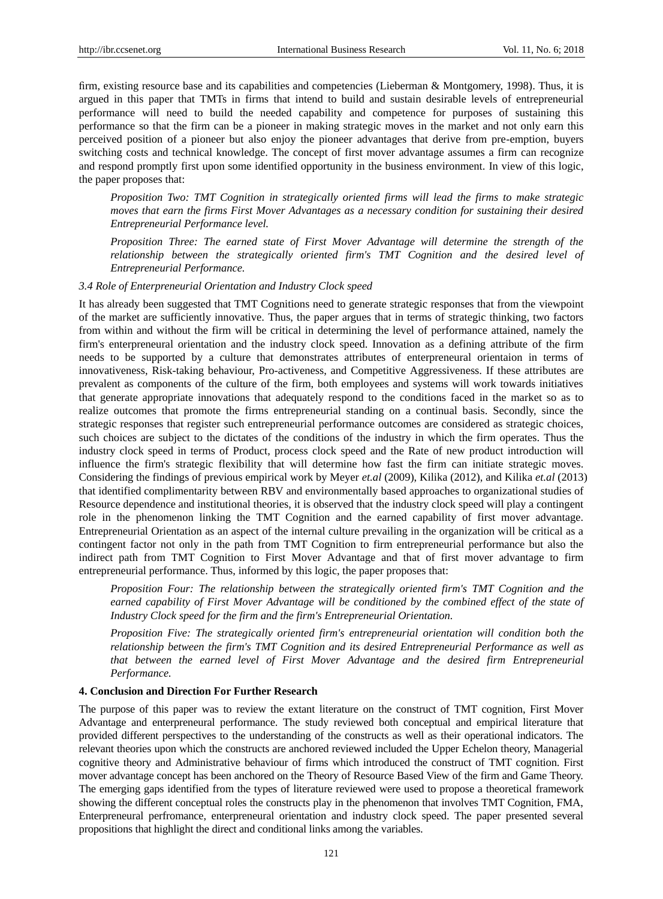firm, existing resource base and its capabilities and competencies (Lieberman & Montgomery, 1998). Thus, it is argued in this paper that TMTs in firms that intend to build and sustain desirable levels of entrepreneurial performance will need to build the needed capability and competence for purposes of sustaining this performance so that the firm can be a pioneer in making strategic moves in the market and not only earn this perceived position of a pioneer but also enjoy the pioneer advantages that derive from pre-emption, buyers switching costs and technical knowledge. The concept of first mover advantage assumes a firm can recognize and respond promptly first upon some identified opportunity in the business environment. In view of this logic, the paper proposes that:

> *Proposition Two: TMT Cognition in strategically oriented firms will lead the firms to make strategic moves that earn the firms First Mover Advantages as a necessary condition for sustaining their desired Entrepreneurial Performance level.*

> *Proposition Three: The earned state of First Mover Advantage will determine the strength of the relationship between the strategically oriented firm's TMT Cognition and the desired level of Entrepreneurial Performance.*

### *3.4 Role of Enterpreneurial Orientation and Industry Clock speed*

It has already been suggested that TMT Cognitions need to generate strategic responses that from the viewpoint of the market are sufficiently innovative. Thus, the paper argues that in terms of strategic thinking, two factors from within and without the firm will be critical in determining the level of performance attained, namely the firm's enterpreneural orientation and the industry clock speed. Innovation as a defining attribute of the firm needs to be supported by a culture that demonstrates attributes of enterpreneural orientaion in terms of innovativeness, Risk-taking behaviour, Pro-activeness, and Competitive Aggressiveness. If these attributes are prevalent as components of the culture of the firm, both employees and systems will work towards initiatives that generate appropriate innovations that adequately respond to the conditions faced in the market so as to realize outcomes that promote the firms entrepreneurial standing on a continual basis. Secondly, since the strategic responses that register such entrepreneurial performance outcomes are considered as strategic choices, such choices are subject to the dictates of the conditions of the industry in which the firm operates. Thus the industry clock speed in terms of Product, process clock speed and the Rate of new product introduction will influence the firm's strategic flexibility that will determine how fast the firm can initiate strategic moves. Considering the findings of previous empirical work by Meyer *et.al* (2009), Kilika (2012), and Kilika *et.al* (2013) that identified complimentarity between RBV and environmentally based approaches to organizational studies of Resource dependence and institutional theories, it is observed that the industry clock speed will play a contingent role in the phenomenon linking the TMT Cognition and the earned capability of first mover advantage. Entrepreneurial Orientation as an aspect of the internal culture prevailing in the organization will be critical as a contingent factor not only in the path from TMT Cognition to firm entrepreneurial performance but also the indirect path from TMT Cognition to First Mover Advantage and that of first mover advantage to firm entrepreneurial performance. Thus, informed by this logic, the paper proposes that:

> *Proposition Four: The relationship between the strategically oriented firm's TMT Cognition and the earned capability of First Mover Advantage will be conditioned by the combined effect of the state of Industry Clock speed for the firm and the firm's Entrepreneurial Orientation.*

> *Proposition Five: The strategically oriented firm's entrepreneurial orientation will condition both the relationship between the firm's TMT Cognition and its desired Entrepreneurial Performance as well as that between the earned level of First Mover Advantage and the desired firm Entrepreneurial Performance.*

## 4. Conclusion and Direction For Further Research

The purpose of this paper was to review the extant literature on the construct of TMT cognition, First Mover Advantage and enterpreneural performance. The study reviewed both conceptual and empirical literature that provided different perspectives to the understanding of the constructs as well as their operational indicators. The relevant theories upon which the constructs are anchored reviewed included the Upper Echelon theory, Managerial cognitive theory and Administrative behaviour of firms which introduced the construct of TMT cognition. First mover advantage concept has been anchored on the Theory of Resource Based View of the firm and Game Theory. The emerging gaps identified from the types of literature reviewed were used to propose a theoretical framework showing the different conceptual roles the constructs play in the phenomenon that involves TMT Cognition, FMA, Enterpreneural perfromance, enterpreneural orientation and industry clock speed. The paper presented several propositions that highlight the direct and conditional links among the variables.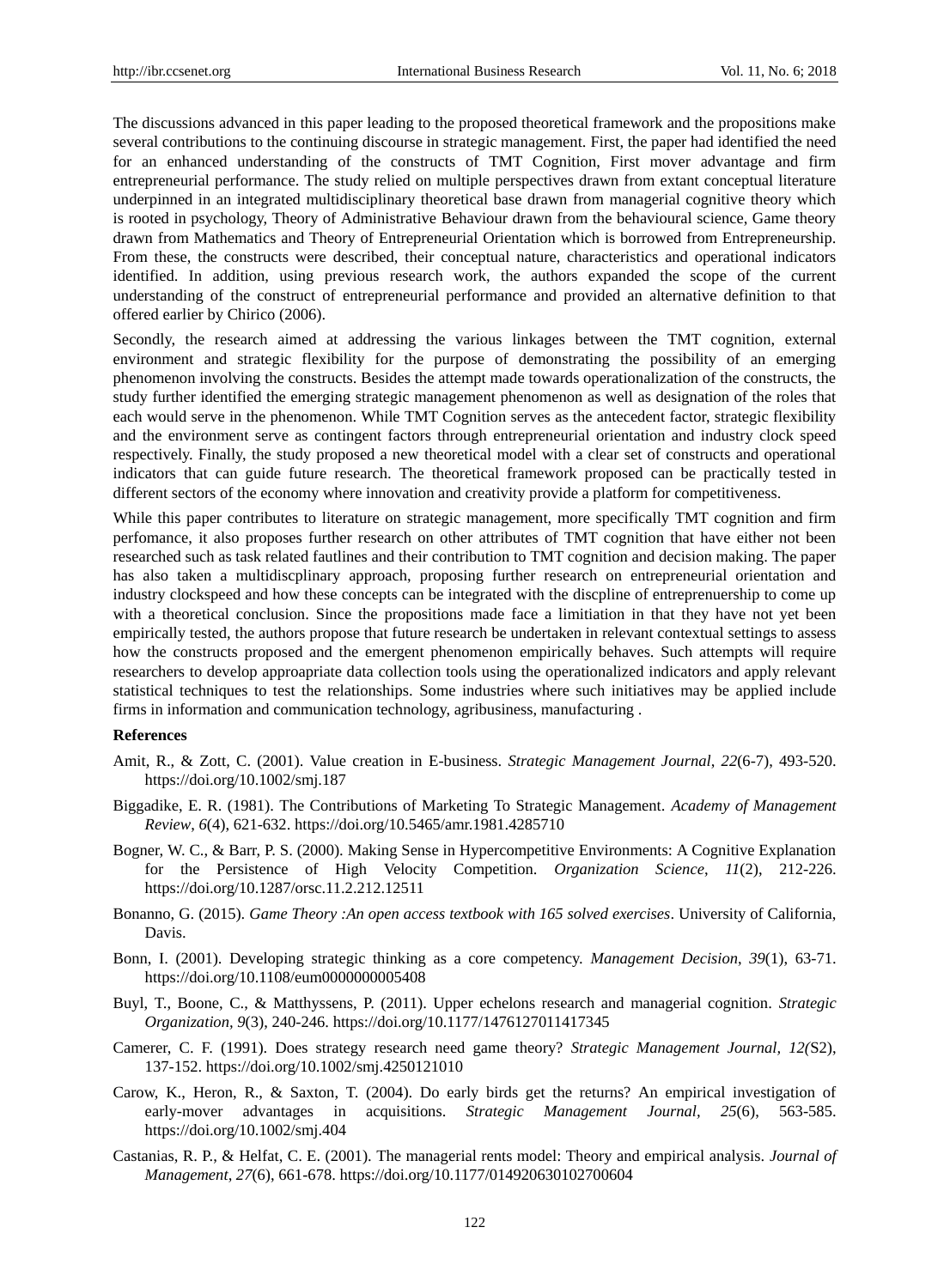The discussions advanced in this paper leading to the proposed theoretical framework and the propositions make several contributions to the continuing discourse in strategic management. First, the paper had identified the need for an enhanced understanding of the constructs of TMT Cognition, First mover advantage and firm entrepreneurial performance. The study relied on multiple perspectives drawn from extant conceptual literature underpinned in an integrated multidisciplinary theoretical base drawn from managerial cognitive theory which is rooted in psychology, Theory of Administrative Behaviour drawn from the behavioural science, Game theory drawn from Mathematics and Theory of Entrepreneurial Orientation which is borrowed from Entrepreneurship. From these, the constructs were described, their conceptual nature, characteristics and operational indicators identified. In addition, using previous research work, the authors expanded the scope of the current understanding of the construct of entrepreneurial performance and provided an alternative definition to that offered earlier by Chirico (2006).

Secondly, the research aimed at addressing the various linkages between the TMT cognition, external environment and strategic flexibility for the purpose of demonstrating the possibility of an emerging phenomenon involving the constructs. Besides the attempt made towards operationalization of the constructs, the study further identified the emerging strategic management phenomenon as well as designation of the roles that each would serve in the phenomenon. While TMT Cognition serves as the antecedent factor, strategic flexibility and the environment serve as contingent factors through entrepreneurial orientation and industry clock speed respectively. Finally, the study proposed a new theoretical model with a clear set of constructs and operational indicators that can guide future research. The theoretical framework proposed can be practically tested in different sectors of the economy where innovation and creativity provide a platform for competitiveness.

While this paper contributes to literature on strategic management, more specifically TMT cognition and firm perfomance, it also proposes further research on other attributes of TMT cognition that have either not been researched such as task related fautlines and their contribution to TMT cognition and decision making. The paper has also taken a multidiscplinary approach, proposing further research on entrepreneurial orientation and industry clockspeed and how these concepts can be integrated with the discpline of entreprenuership to come up with a theoretical conclusion. Since the propositions made face a limitiation in that they have not yet been empirically tested, the authors propose that future research be undertaken in relevant contextual settings to assess how the constructs proposed and the emergent phenomenon empirically behaves. Such attempts will require researchers to develop approapriate data collection tools using the operationalized indicators and apply relevant statistical techniques to test the relationships. Some industries where such initiatives may be applied include firms in information and communication technology, agribusiness, manufacturing .

**References**

Amit, R., & Zott, C. (2001). Value creation in E-business. *Strategic Management Journal*, *22*(6-7), 493-520. https://doi.org/10.1002/smj.187

Biggadike, E. R. (1981). The Contributions of Marketing To Strategic Management. *Academy of Management Review*, *6*(4), 621-632. https://doi.org/10.5465/amr.1981.4285710

Bogner, W. C., & Barr, P. S. (2000). Making Sense in Hypercompetitive Environments: A Cognitive Explanation for the Persistence of High Velocity Competition. *Organization Science*, *11*(2), 212-226. https://doi.org/10.1287/orsc.11.2.212.12511

Bonanno, G. (2015). *Game Theory :An open access textbook with 165 solved exercises*. University of California, Davis.

Bonn, I. (2001). Developing strategic thinking as a core competency. *Management Decision*, *39*(1), 63-71. https://doi.org/10.1108/eum0000000005408

Buyl, T., Boone, C., & Matthyssens, P. (2011). Upper echelons research and managerial cognition. *Strategic Organization, 9*(3), 240-246. https://doi.org/10.1177/1476127011417345

Camerer, C. F. (1991). Does strategy research need game theory? *Strategic Management Journal, 12(*S2), 137-152. https://doi.org/10.1002/smj.4250121010

Carow, K., Heron, R., & Saxton, T. (2004). Do early birds get the returns? An empirical investigation of early-mover advantages in acquisitions. *Strategic Management Journal, 25*(6), 563-585. https://doi.org/10.1002/smj.404

Castanias, R. P., & Helfat, C. E. (2001). The managerial rents model: Theory and empirical analysis. *Journal of Management*, *27*(6), 661-678. https://doi.org/10.1177/014920630102700604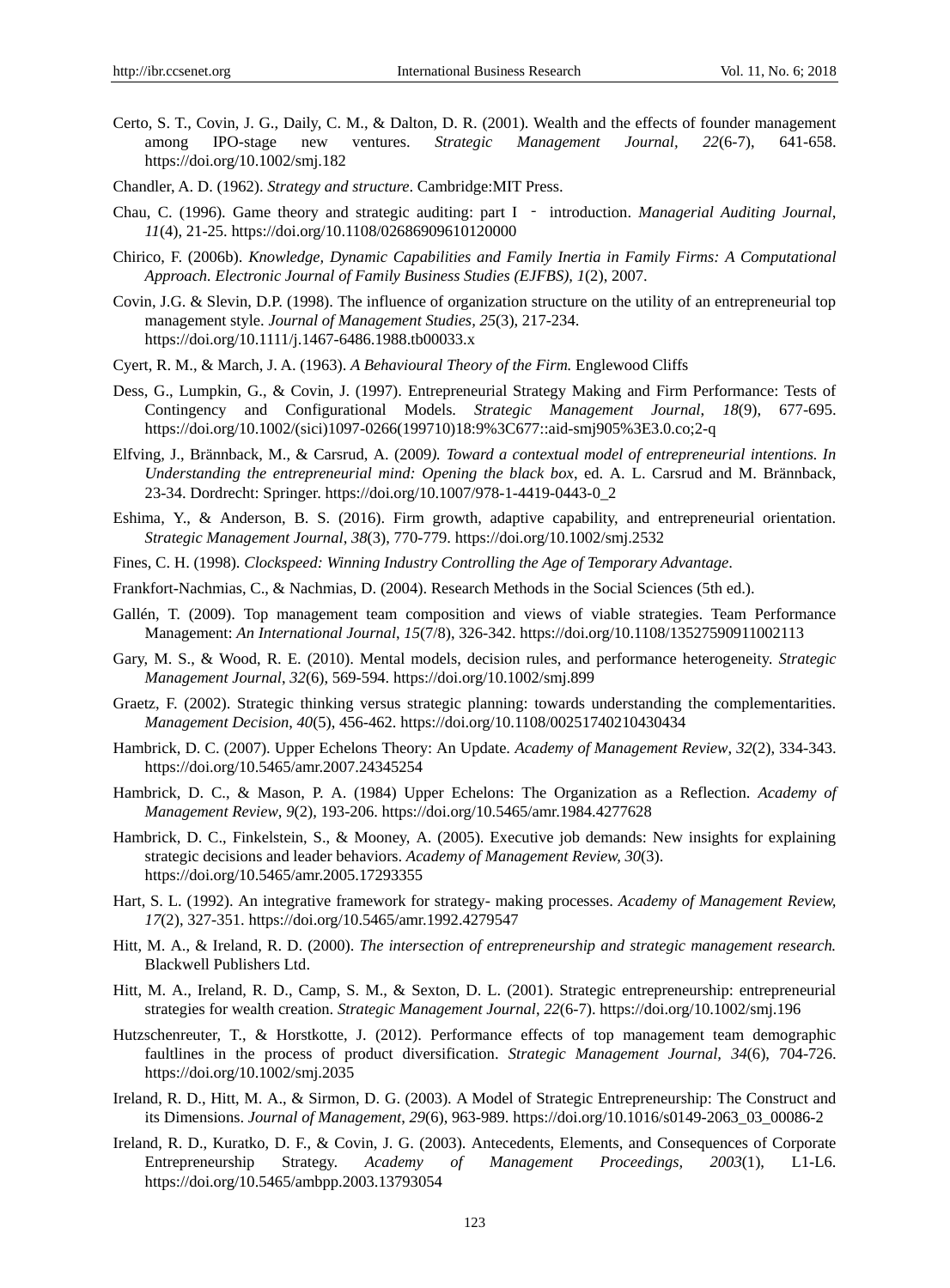Certo, S. T., Covin, J. G., Daily, C. M., & Dalton, D. R. (2001). Wealth and the effects of founder management among IPO-stage new ventures. *Strategic Management Journal*, *22*(6-7), 641-658. https://doi.org/10.1002/smj.182

Chandler, A. D. (1962). *Strategy and structure*. Cambridge:MIT Press.

Chau, C. (1996). Game theory and strategic auditing: part I – introduction. *Managerial Auditing Journal*, *11*(4), 21-25. https://doi.org/10.1108/02686909610120000

Chirico, F. (2006b). *Knowledge, Dynamic Capabilities and Family Inertia in Family Firms: A Computational Approach. Electronic Journal of Family Business Studies (EJFBS), 1*(2), 2007.

Covin, J.G. & Slevin, D.P. (1998). The influence of organization structure on the utility of an entrepreneurial top management style. *Journal of Management Studies, 25*(3), 217-234. https://doi.org/10.1111/j.1467-6486.1988.tb00033.x

Cyert, R. M., & March, J. A. (1963). *A Behavioural Theory of the Firm.* Englewood Cliffs

Dess, G., Lumpkin, G., & Covin, J. (1997). Entrepreneurial Strategy Making and Firm Performance: Tests of Contingency and Configurational Models. *Strategic Management Journal*, *18*(9), 677-695. https://doi.org/10.1002/(sici)1097-0266(199710)18:9%3C677::aid-smj905%3E3.0.co;2-q

Elfving, J., Brännback, M., & Carsrud, A. (2009*). Toward a contextual model of entrepreneurial intentions. In Understanding the entrepreneurial mind: Opening the black box*, ed. A. L. Carsrud and M. Brännback, 23-34. Dordrecht: Springer. https://doi.org/10.1007/978-1-4419-0443-0_2

Eshima, Y., & Anderson, B. S. (2016). Firm growth, adaptive capability, and entrepreneurial orientation. *Strategic Management Journal*, *38*(3), 770-779. https://doi.org/10.1002/smj.2532

Fines, C. H. (1998). *Clockspeed: Winning Industry Controlling the Age of Temporary Advantage*.

Frankfort-Nachmias, C., & Nachmias, D. (2004). Research Methods in the Social Sciences (5th ed.).

Gallén, T. (2009). Top management team composition and views of viable strategies. Team Performance Management: *An International Journal*, *15*(7/8), 326-342. https://doi.org/10.1108/13527590911002113

Gary, M. S., & Wood, R. E. (2010). Mental models, decision rules, and performance heterogeneity. *Strategic Management Journal*, *32*(6), 569-594. https://doi.org/10.1002/smj.899

Graetz, F. (2002). Strategic thinking versus strategic planning: towards understanding the complementarities. *Management Decision*, *40*(5), 456-462. https://doi.org/10.1108/00251740210430434

Hambrick, D. C. (2007). Upper Echelons Theory: An Update. *Academy of Management Review*, *32*(2), 334-343. https://doi.org/10.5465/amr.2007.24345254

Hambrick, D. C., & Mason, P. A. (1984) Upper Echelons: The Organization as a Reflection. *Academy of Management Review*, *9*(2), 193-206. https://doi.org/10.5465/amr.1984.4277628

Hambrick, D. C., Finkelstein, S., & Mooney, A. (2005). Executive job demands: New insights for explaining strategic decisions and leader behaviors. *Academy of Management Review, 30*(3). https://doi.org/10.5465/amr.2005.17293355

Hart, S. L. (1992). An integrative framework for strategy- making processes. *Academy of Management Review, 17*(2), 327-351. https://doi.org/10.5465/amr.1992.4279547

Hitt, M. A., & Ireland, R. D. (2000). *The intersection of entrepreneurship and strategic management research.* Blackwell Publishers Ltd.

Hitt, M. A., Ireland, R. D., Camp, S. M., & Sexton, D. L. (2001). Strategic entrepreneurship: entrepreneurial strategies for wealth creation. *Strategic Management Journal*, *22*(6-7). https://doi.org/10.1002/smj.196

Hutzschenreuter, T., & Horstkotte, J. (2012). Performance effects of top management team demographic faultlines in the process of product diversification. *Strategic Management Journal, 34*(6), 704-726. https://doi.org/10.1002/smj.2035

Ireland, R. D., Hitt, M. A., & Sirmon, D. G. (2003). A Model of Strategic Entrepreneurship: The Construct and its Dimensions. *Journal of Management*, *29*(6), 963-989. https://doi.org/10.1016/s0149-2063_03_00086-2

Ireland, R. D., Kuratko, D. F., & Covin, J. G. (2003). Antecedents, Elements, and Consequences of Corporate Entrepreneurship Strategy. *Academy of Management Proceedings, 2003*(1), L1-L6. https://doi.org/10.5465/ambpp.2003.13793054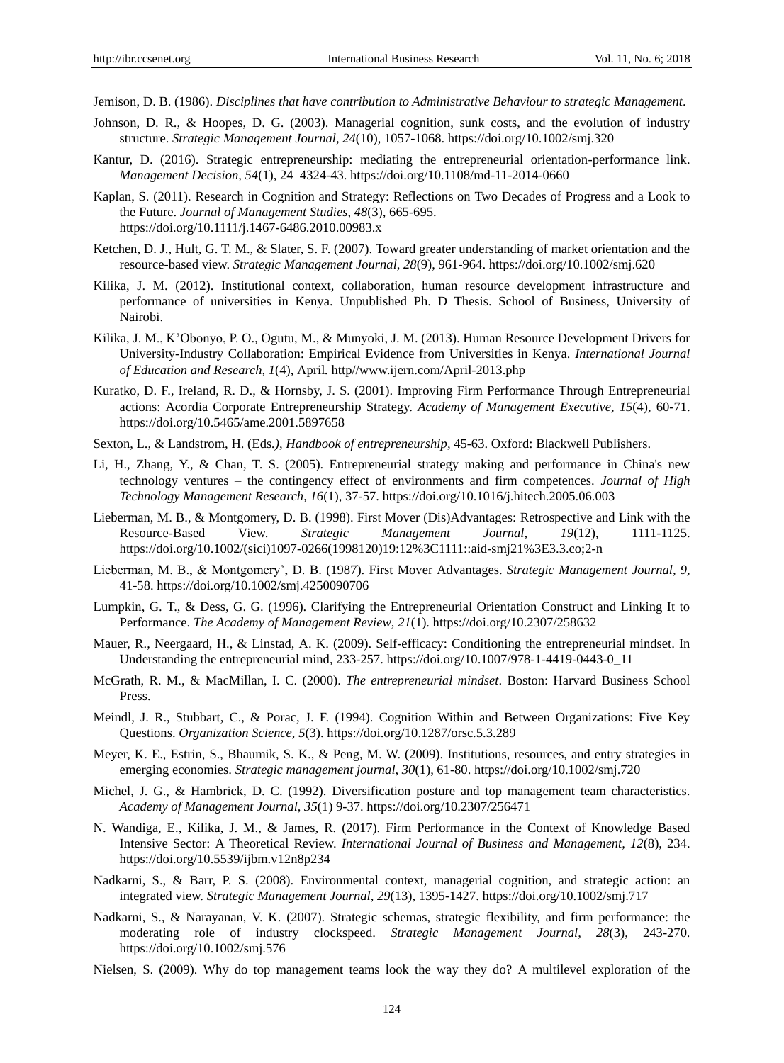Jemison, D. B. (1986). *Disciplines that have contribution to Administrative Behaviour to strategic Management*.

Johnson, D. R., & Hoopes, D. G. (2003). Managerial cognition, sunk costs, and the evolution of industry structure. *Strategic Management Journal*, *24*(10), 1057-1068. https://doi.org/10.1002/smj.320

Kantur, D. (2016). Strategic entrepreneurship: mediating the entrepreneurial orientation-performance link. *Management Decision*, *54*(1), 24–4324-43. https://doi.org/10.1108/md-11-2014-0660

Kaplan, S. (2011). Research in Cognition and Strategy: Reflections on Two Decades of Progress and a Look to the Future. *Journal of Management Studies*, *48*(3), 665-695. https://doi.org/10.1111/j.1467-6486.2010.00983.x

Ketchen, D. J., Hult, G. T. M., & Slater, S. F. (2007). Toward greater understanding of market orientation and the resource-based view. *Strategic Management Journal*, *28*(9), 961-964. https://doi.org/10.1002/smj.620

Kilika, J. M. (2012). Institutional context, collaboration, human resource development infrastructure and performance of universities in Kenya. Unpublished Ph. D Thesis. School of Business, University of Nairobi.

Kilika, J. M., K'Obonyo, P. O., Ogutu, M., & Munyoki, J. M. (2013). Human Resource Development Drivers for University-Industry Collaboration: Empirical Evidence from Universities in Kenya. *International Journal of Education and Research, 1*(4), April. http//www.ijern.com/April-2013.php

Kuratko, D. F., Ireland, R. D., & Hornsby, J. S. (2001). Improving Firm Performance Through Entrepreneurial actions: Acordia Corporate Entrepreneurship Strategy. *Academy of Management Executive, 15*(4), 60-71. https://doi.org/10.5465/ame.2001.5897658

Sexton, L., & Landstrom, H. (Eds*.), Handbook of entrepreneurship*, 45-63. Oxford: Blackwell Publishers.

Li, H., Zhang, Y., & Chan, T. S. (2005). Entrepreneurial strategy making and performance in China's new technology ventures – the contingency effect of environments and firm competences. *Journal of High Technology Management Research, 16*(1), 37-57. https://doi.org/10.1016/j.hitech.2005.06.003

Lieberman, M. B., & Montgomery, D. B. (1998). First Mover (Dis)Advantages: Retrospective and Link with the Resource-Based View. *Strategic Management Journal, 19*(12), 1111-1125. https://doi.org/10.1002/(sici)1097-0266(1998120)19:12%3C1111::aid-smj21%3E3.3.co;2-n

Lieberman, M. B., & Montgomery', D. B. (1987). First Mover Advantages. *Strategic Management Journal, 9*, 41-58. https://doi.org/10.1002/smj.4250090706

Lumpkin, G. T., & Dess, G. G. (1996). Clarifying the Entrepreneurial Orientation Construct and Linking It to Performance. *The Academy of Management Review*, *21*(1). https://doi.org/10.2307/258632

Mauer, R., Neergaard, H., & Linstad, A. K. (2009). Self-efficacy: Conditioning the entrepreneurial mindset. In Understanding the entrepreneurial mind, 233-257. https://doi.org/10.1007/978-1-4419-0443-0_11

McGrath, R. M., & MacMillan, I. C. (2000). *The entrepreneurial mindset*. Boston: Harvard Business School Press.

Meindl, J. R., Stubbart, C., & Porac, J. F. (1994). Cognition Within and Between Organizations: Five Key Questions. *Organization Science*, *5*(3). https://doi.org/10.1287/orsc.5.3.289

Meyer, K. E., Estrin, S., Bhaumik, S. K., & Peng, M. W. (2009). Institutions, resources, and entry strategies in emerging economies. *Strategic management journal, 30*(1), 61-80. https://doi.org/10.1002/smj.720

Michel, J. G., & Hambrick, D. C. (1992). Diversification posture and top management team characteristics. *Academy of Management Journal, 35*(1) 9-37. https://doi.org/10.2307/256471

N. Wandiga, E., Kilika, J. M., & James, R. (2017). Firm Performance in the Context of Knowledge Based Intensive Sector: A Theoretical Review. *International Journal of Business and Management, 12*(8), 234. https://doi.org/10.5539/ijbm.v12n8p234

Nadkarni, S., & Barr, P. S. (2008). Environmental context, managerial cognition, and strategic action: an integrated view. *Strategic Management Journal*, *29*(13), 1395-1427. https://doi.org/10.1002/smj.717

Nadkarni, S., & Narayanan, V. K. (2007). Strategic schemas, strategic flexibility, and firm performance: the moderating role of industry clockspeed. *Strategic Management Journal, 28*(3), 243-270. https://doi.org/10.1002/smj.576

Nielsen, S. (2009). Why do top management teams look the way they do? A multilevel exploration of the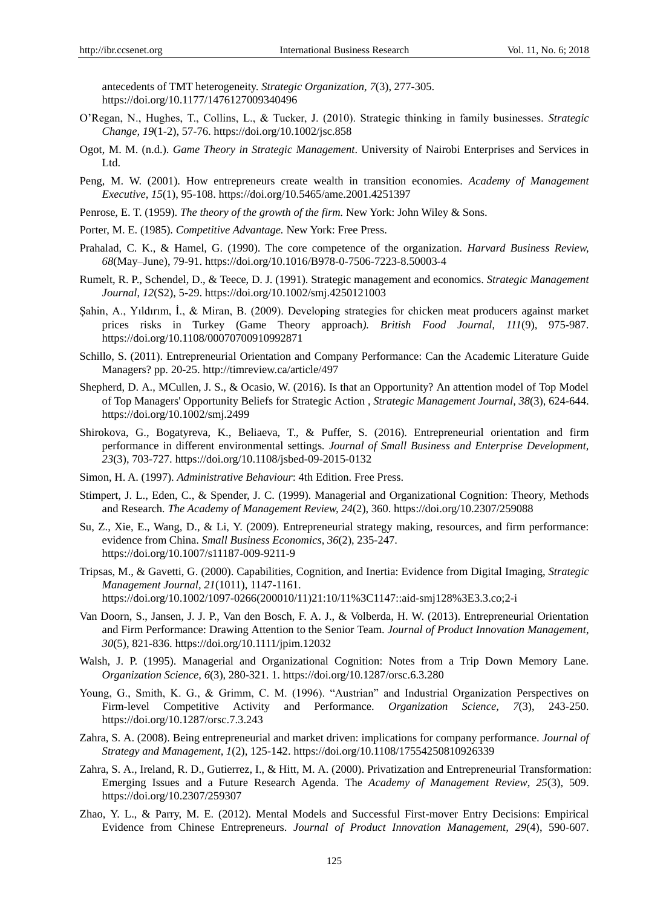antecedents of TMT heterogeneity. *Strategic Organization, 7*(3), 277-305. https://doi.org/10.1177/1476127009340496

O'Regan, N., Hughes, T., Collins, L., & Tucker, J. (2010). Strategic thinking in family businesses. *Strategic Change, 19*(1-2), 57-76. https://doi.org/10.1002/jsc.858

Ogot, M. M. (n.d.). *Game Theory in Strategic Management*. University of Nairobi Enterprises and Services in Ltd.

Peng, M. W. (2001). How entrepreneurs create wealth in transition economies. *Academy of Management Executive, 15*(1), 95-108. https://doi.org/10.5465/ame.2001.4251397

Penrose, E. T. (1959). *The theory of the growth of the firm.* New York: John Wiley & Sons.

Porter, M. E. (1985). *Competitive Advantage.* New York: Free Press.

Prahalad, C. K., & Hamel, G. (1990). The core competence of the organization. *Harvard Business Review, 68*(May–June), 79-91. https://doi.org/10.1016/B978-0-7506-7223-8.50003-4

Rumelt, R. P., Schendel, D., & Teece, D. J. (1991). Strategic management and economics. *Strategic Management Journal, 12*(S2), 5-29. https://doi.org/10.1002/smj.4250121003

Şahin, A., Yıldırım, İ., & Miran, B. (2009). Developing strategies for chicken meat producers against market prices risks in Turkey (Game Theory approach*). British Food Journal, 111*(9), 975-987. https://doi.org/10.1108/00070700910992871

Schillo, S. (2011). Entrepreneurial Orientation and Company Performance: Can the Academic Literature Guide Managers? pp. 20-25. http://timreview.ca/article/497

Shepherd, D. A., MCullen, J. S., & Ocasio, W. (2016). Is that an Opportunity? An attention model of Top Model of Top Managers' Opportunity Beliefs for Strategic Action , *Strategic Management Journal, 38*(3), 624-644. https://doi.org/10.1002/smj.2499

Shirokova, G., Bogatyreva, K., Beliaeva, T., & Puffer, S. (2016). Entrepreneurial orientation and firm performance in different environmental settings*. Journal of Small Business and Enterprise Development, 23*(3), 703-727. https://doi.org/10.1108/jsbed-09-2015-0132

Simon, H. A. (1997). *Administrative Behaviour*: 4th Edition. Free Press.

Stimpert, J. L., Eden, C., & Spender, J. C. (1999). Managerial and Organizational Cognition: Theory, Methods and Research*. The Academy of Management Review, 24*(2), 360. https://doi.org/10.2307/259088

Su, Z., Xie, E., Wang, D., & Li, Y. (2009). Entrepreneurial strategy making, resources, and firm performance: evidence from China. *Small Business Economics, 36*(2), 235-247. https://doi.org/10.1007/s11187-009-9211-9

Tripsas, M., & Gavetti, G. (2000). Capabilities, Cognition, and Inertia: Evidence from Digital Imaging, *Strategic Management Journal, 21*(1011), 1147-1161. https://doi.org/10.1002/1097-0266(200010/11)21:10/11%3C1147::aid-smj128%3E3.3.co;2-i

Van Doorn, S., Jansen, J. J. P., Van den Bosch, F. A. J., & Volberda, H. W. (2013). Entrepreneurial Orientation and Firm Performance: Drawing Attention to the Senior Team*. Journal of Product Innovation Management, 30*(5), 821-836. https://doi.org/10.1111/jpim.12032

Walsh, J. P. (1995). Managerial and Organizational Cognition: Notes from a Trip Down Memory Lane. *Organization Science, 6*(3), 280-321. 1. https://doi.org/10.1287/orsc.6.3.280

Young, G., Smith, K. G., & Grimm, C. M. (1996). "Austrian" and Industrial Organization Perspectives on Firm-level Competitive Activity and Performance. *Organization Science, 7*(3), 243-250. https://doi.org/10.1287/orsc.7.3.243

Zahra, S. A. (2008). Being entrepreneurial and market driven: implications for company performance. *Journal of Strategy and Management, 1*(2), 125-142. https://doi.org/10.1108/17554250810926339

Zahra, S. A., Ireland, R. D., Gutierrez, I., & Hitt, M. A. (2000). Privatization and Entrepreneurial Transformation: Emerging Issues and a Future Research Agenda. The *Academy of Management Review, 25*(3), 509. https://doi.org/10.2307/259307

Zhao, Y. L., & Parry, M. E. (2012). Mental Models and Successful First-mover Entry Decisions: Empirical Evidence from Chinese Entrepreneurs. *Journal of Product Innovation Management, 29*(4), 590-607.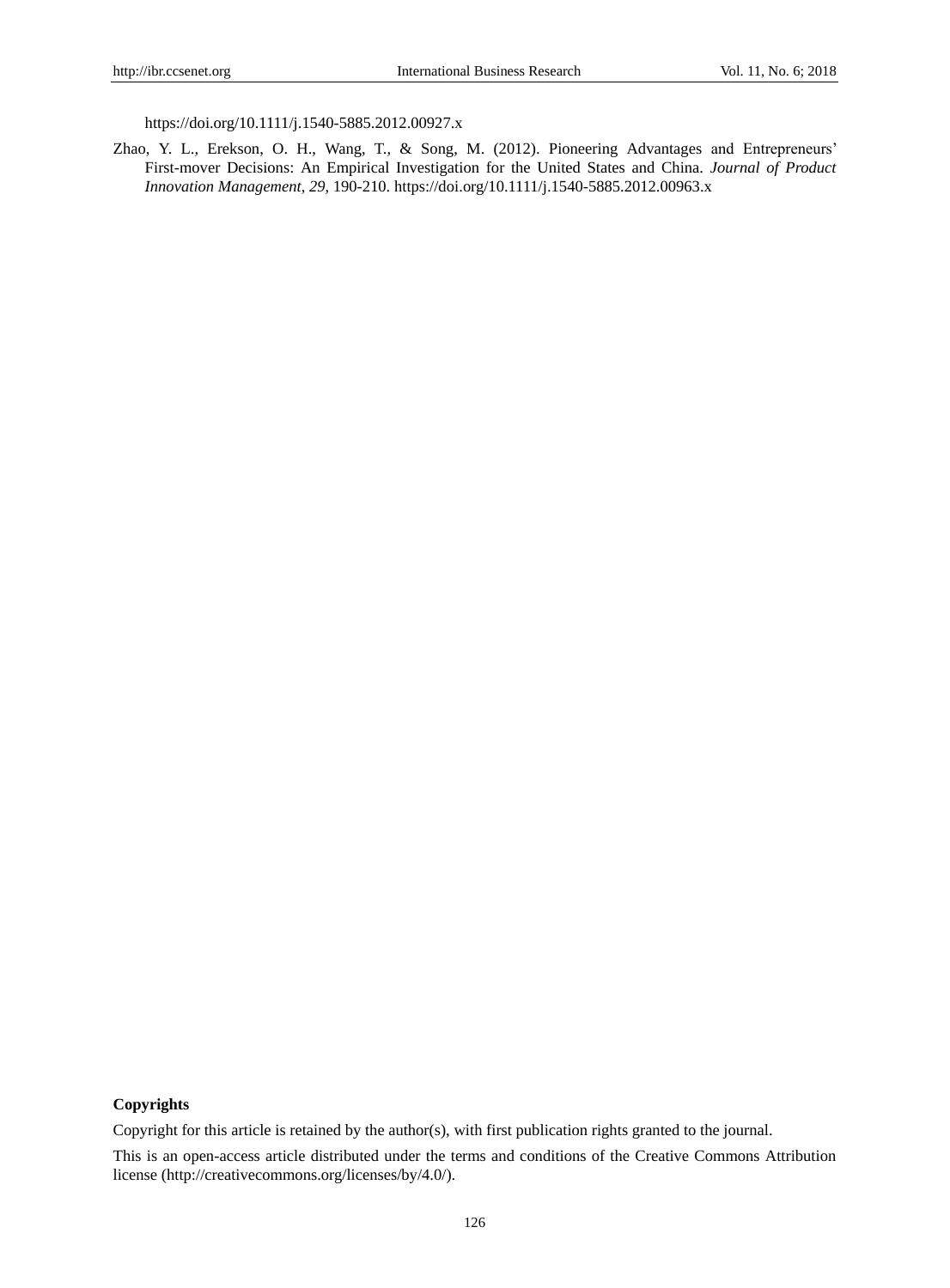https://doi.org/10.1111/j.1540-5885.2012.00927.x

Zhao, Y. L., Erekson, O. H., Wang, T., & Song, M. (2012). Pioneering Advantages and Entrepreneurs' First-mover Decisions: An Empirical Investigation for the United States and China. *Journal of Product Innovation Management, 29*, 190-210. https://doi.org/10.1111/j.1540-5885.2012.00963.x

**Copyrights**

Copyright for this article is retained by the author(s), with first publication rights granted to the journal.

This is an open-access article distributed under the terms and conditions of the Creative Commons Attribution license (http://creativecommons.org/licenses/by/4.0/).